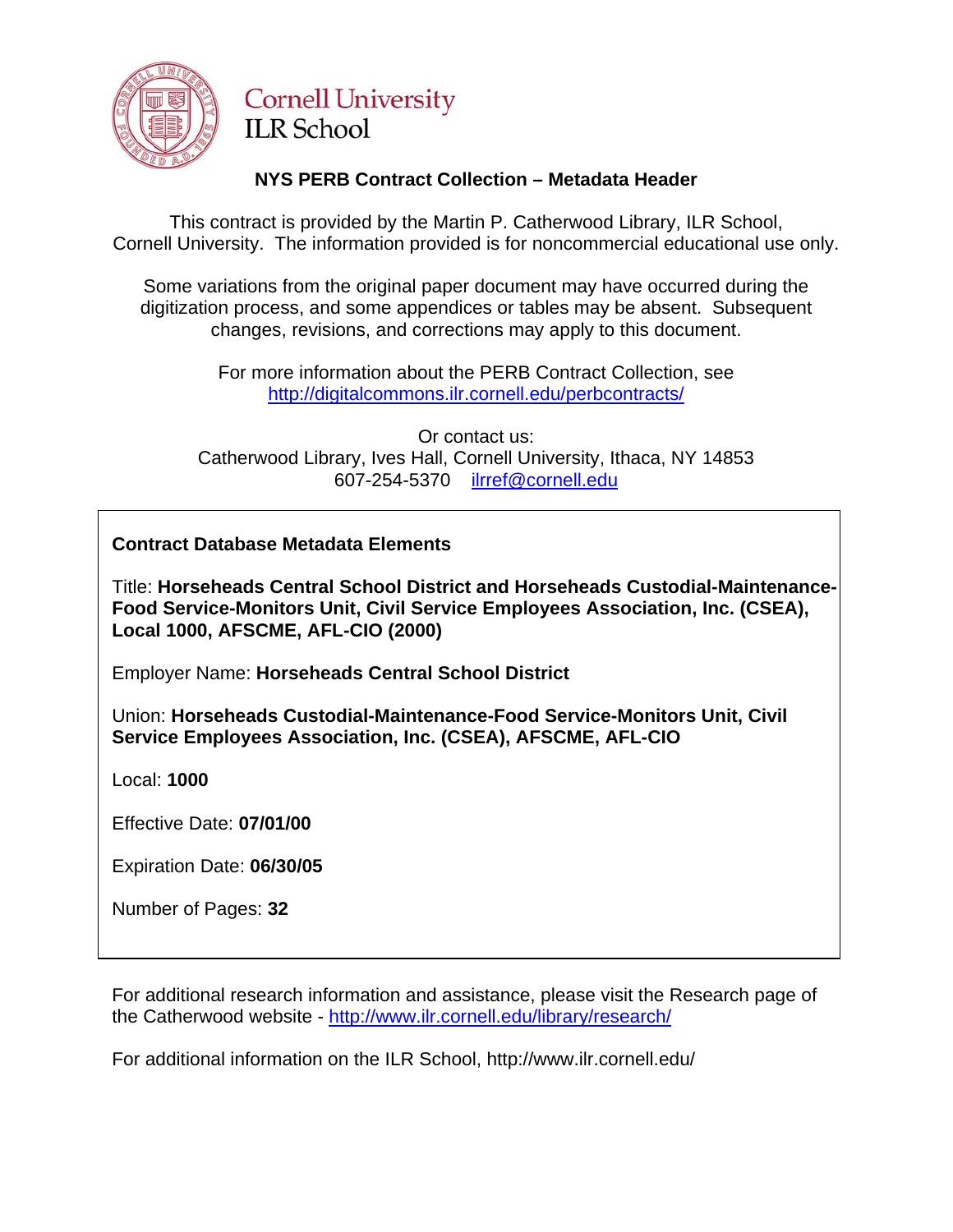Cornell University
ILR School

## NYS PERB Contract Collection – Metadata Header

This contract is provided by the Martin P. Catherwood Library, ILR School, Cornell University. The information provided is for noncommercial educational use only.

Some variations from the original paper document may have occurred during the digitization process, and some appendices or tables may be absent. Subsequent changes, revisions, and corrections may apply to this document.

For more information about the PERB Contract Collection, see http://digitalcommons.ilr.cornell.edu/perbcontracts/

Or contact us:
Catherwood Library, Ives Hall, Cornell University, Ithaca, NY 14853
607-254-5370 ilrref@cornell.edu

**Contract Database Metadata Elements**

Title: **Horseheads Central School District and Horseheads Custodial-Maintenance-Food Service-Monitors Unit, Civil Service Employees Association, Inc. (CSEA), Local 1000, AFSCME, AFL-CIO (2000)**

Employer Name: **Horseheads Central School District**

Union: **Horseheads Custodial-Maintenance-Food Service-Monitors Unit, Civil Service Employees Association, Inc. (CSEA), AFSCME, AFL-CIO**

Local: **1000**

Effective Date: **07/01/00**

Expiration Date: **06/30/05**

Number of Pages: **32**

For additional research information and assistance, please visit the Research page of the Catherwood website - http://www.ilr.cornell.edu/library/research/

For additional information on the ILR School, http://www.ilr.cornell.edu/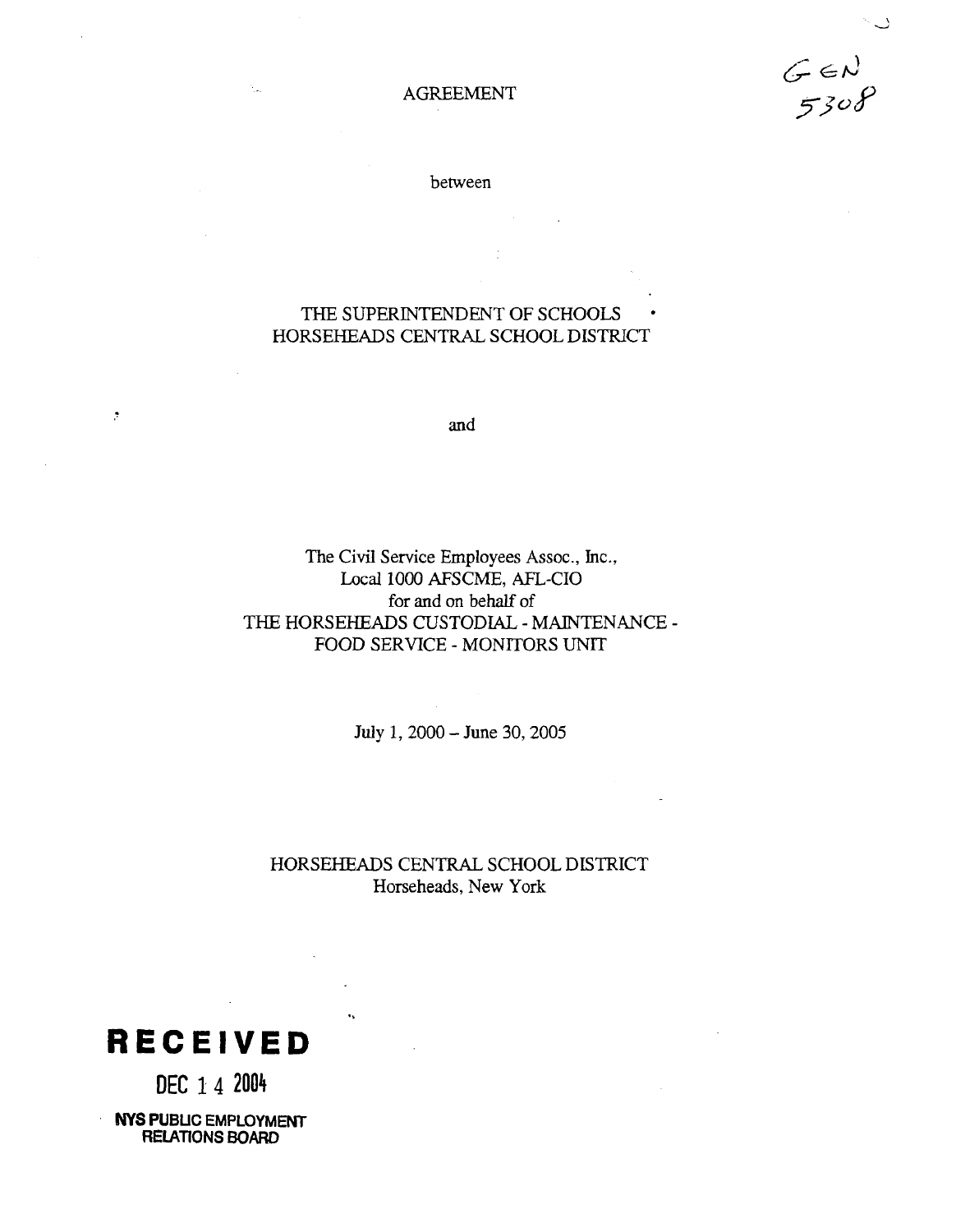GEN 5308

# AGREEMENT

between

THE SUPERINTENDENT OF SCHOOLS
HORSEHEADS CENTRAL SCHOOL DISTRICT

and

The Civil Service Employees Assoc., Inc.,
Local 1000 AFSCME, AFL-CIO
for and on behalf of
THE HORSEHEADS CUSTODIAL - MAINTENANCE -
FOOD SERVICE - MONITORS UNIT

July 1, 2000 – June 30, 2005

HORSEHEADS CENTRAL SCHOOL DISTRICT
Horseheads, New York

**RECEIVED**

DEC 14 2004

NYS PUBLIC EMPLOYMENT
RELATIONS BOARD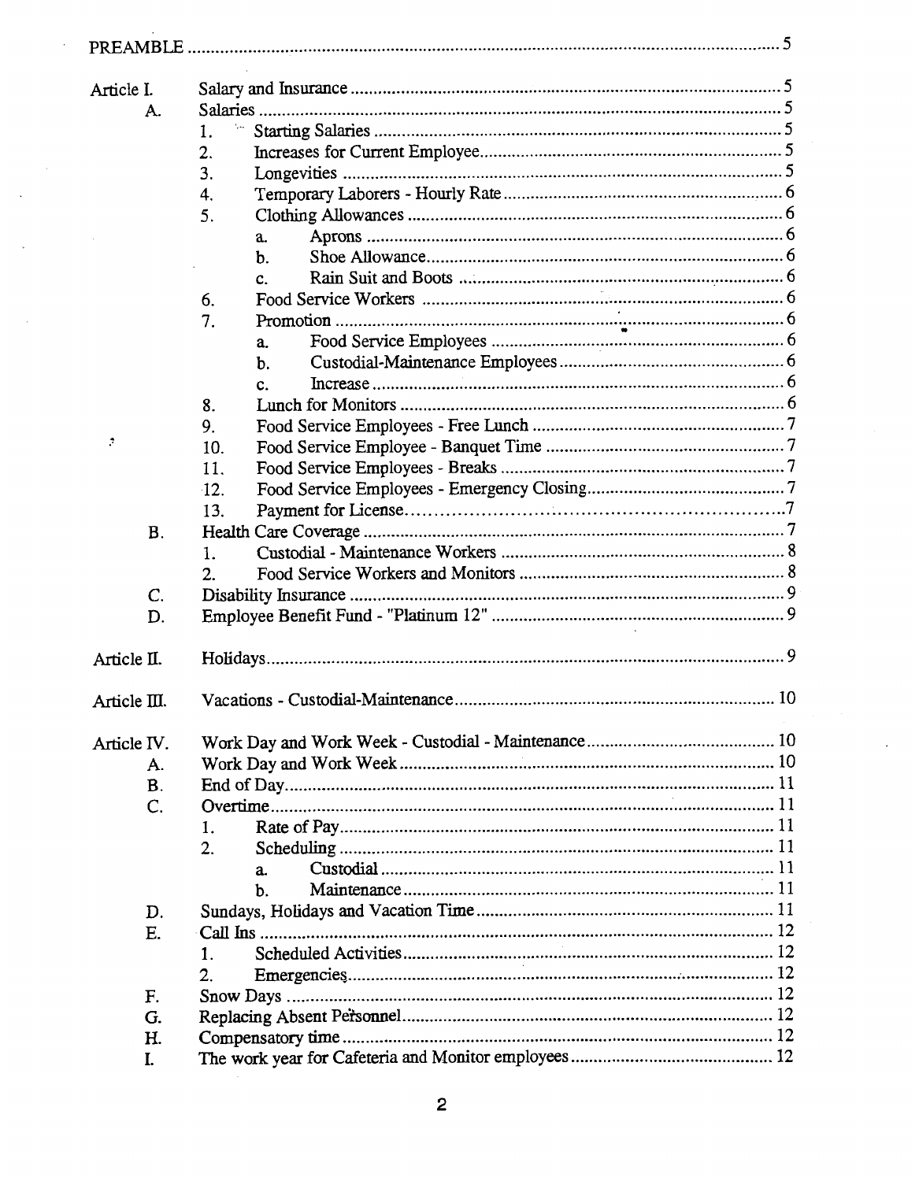| | | |
|---|---|---|
| PREAMBLE | | 5 |
| Article I. | Salary and Insurance | 5 |
| A. | Salaries | 5 |
| | 1. Starting Salaries | 5 |
| | 2. Increases for Current Employee | 5 |
| | 3. Longevities | 5 |
| | 4. Temporary Laborers - Hourly Rate | 6 |
| | 5. Clothing Allowances | 6 |
| | a. Aprons | 6 |
| | b. Shoe Allowance | 6 |
| | c. Rain Suit and Boots | 6 |
| | 6. Food Service Workers | 6 |
| | 7. Promotion | 6 |
| | a. Food Service Employees | 6 |
| | b. Custodial-Maintenance Employees | 6 |
| | c. Increase | 6 |
| | 8. Lunch for Monitors | 6 |
| | 9. Food Service Employees - Free Lunch | 7 |
| | 10. Food Service Employee - Banquet Time | 7 |
| | 11. Food Service Employees - Breaks | 7 |
| | 12. Food Service Employees - Emergency Closing | 7 |
| | 13. Payment for License | 7 |
| B. | Health Care Coverage | 7 |
| | 1. Custodial - Maintenance Workers | 8 |
| | 2. Food Service Workers and Monitors | 8 |
| C. | Disability Insurance | 9 |
| D. | Employee Benefit Fund - "Platinum 12" | 9 |
| Article II. | Holidays | 9 |
| Article III. | Vacations - Custodial-Maintenance | 10 |
| Article IV. | Work Day and Work Week - Custodial - Maintenance | 10 |
| A. | Work Day and Work Week | 10 |
| B. | End of Day | 11 |
| C. | Overtime | 11 |
| | 1. Rate of Pay | 11 |
| | 2. Scheduling | 11 |
| | a. Custodial | 11 |
| | b. Maintenance | 11 |
| D. | Sundays, Holidays and Vacation Time | 11 |
| E. | Call Ins | 12 |
| | 1. Scheduled Activities | 12 |
| | 2. Emergencies | 12 |
| F. | Snow Days | 12 |
| G. | Replacing Absent Personnel | 12 |
| H. | Compensatory time | 12 |
| I. | The work year for Cafeteria and Monitor employees | 12 |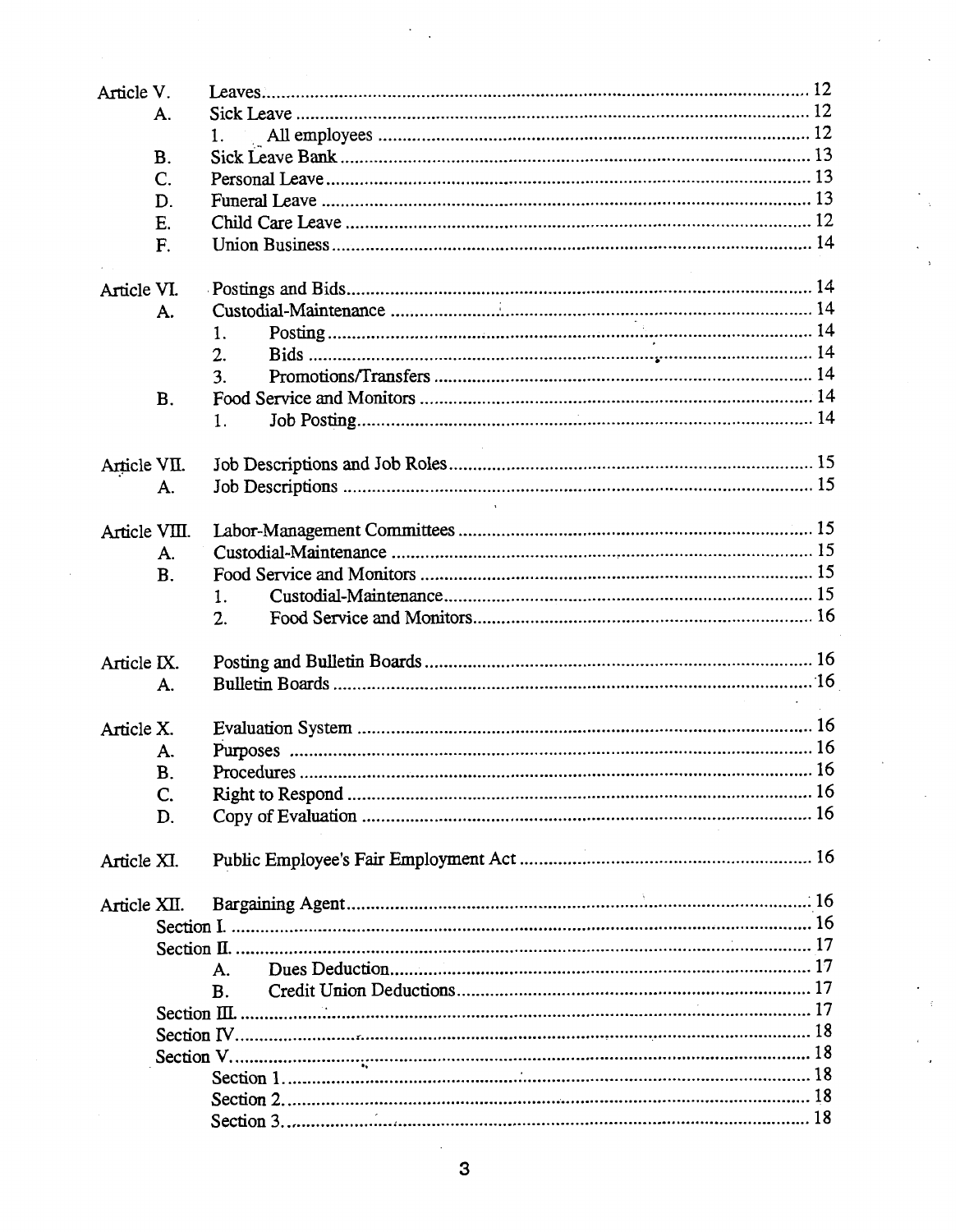| | | |
|---|---|---|
| Article V. | Leaves | 12 |
| A. | Sick Leave | 12 |
| | 1. All employees | 12 |
| B. | Sick Leave Bank | 13 |
| C. | Personal Leave | 13 |
| D. | Funeral Leave | 13 |
| E. | Child Care Leave | 12 |
| F. | Union Business | 14 |
| Article VI. | Postings and Bids | 14 |
| A. | Custodial-Maintenance | 14 |
| | 1. Posting | 14 |
| | 2. Bids | 14 |
| | 3. Promotions/Transfers | 14 |
| B. | Food Service and Monitors | 14 |
| | 1. Job Posting | 14 |
| Article VII. | Job Descriptions and Job Roles | 15 |
| A. | Job Descriptions | 15 |
| Article VIII. | Labor-Management Committees | 15 |
| A. | Custodial-Maintenance | 15 |
| B. | Food Service and Monitors | 15 |
| | 1. Custodial-Maintenance | 15 |
| | 2. Food Service and Monitors | 16 |
| Article IX. | Posting and Bulletin Boards | 16 |
| A. | Bulletin Boards | 16 |
| Article X. | Evaluation System | 16 |
| A. | Purposes | 16 |
| B. | Procedures | 16 |
| C. | Right to Respond | 16 |
| D. | Copy of Evaluation | 16 |
| Article XI. | Public Employee's Fair Employment Act | 16 |
| Article XII. | Bargaining Agent | 16 |
| | Section I. | 16 |
| | Section II. | 17 |
| | A. Dues Deduction | 17 |
| | B. Credit Union Deductions | 17 |
| | Section III. | 17 |
| | Section IV. | 18 |
| | Section V. | 18 |
| | Section 1. | 18 |
| | Section 2. | 18 |
| | Section 3. | 18 |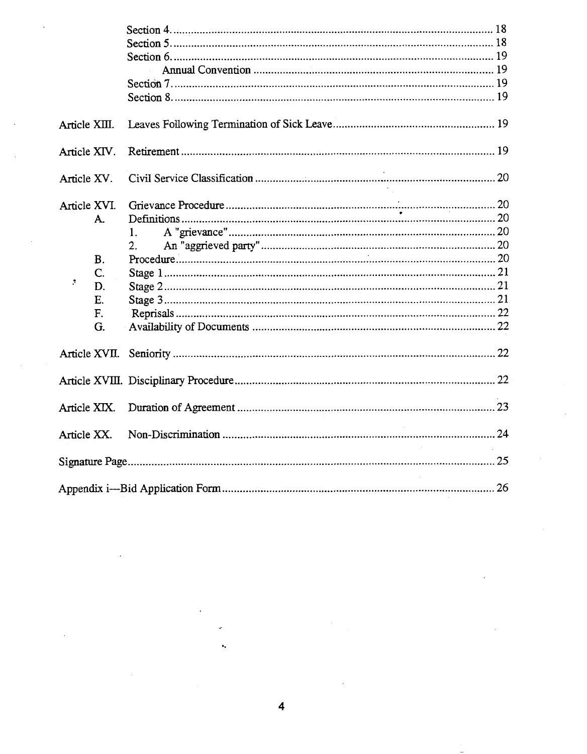| | | |
|---|---|---|
| | Section 4. | 18 |
| | Section 5. | 18 |
| | Section 6. | 19 |
| | Annual Convention | 19 |
| | Section 7. | 19 |
| | Section 8. | 19 |
| Article XIII. | Leaves Following Termination of Sick Leave | 19 |
| Article XIV. | Retirement | 19 |
| Article XV. | Civil Service Classification | 20 |
| Article XVI. | Grievance Procedure | 20 |
| A. | Definitions | 20 |
| | 1. A "grievance" | 20 |
| | 2. An "aggrieved party" | 20 |
| B. | Procedure | 20 |
| C. | Stage 1 | 21 |
| D. | Stage 2 | 21 |
| E. | Stage 3 | 21 |
| F. | Reprisals | 22 |
| G. | Availability of Documents | 22 |
| Article XVII. | Seniority | 22 |
| Article XVIII. | Disciplinary Procedure | 22 |
| Article XIX. | Duration of Agreement | 23 |
| Article XX. | Non-Discrimination | 24 |
| Signature Page | | 25 |
| Appendix i—Bid Application Form | | 26 |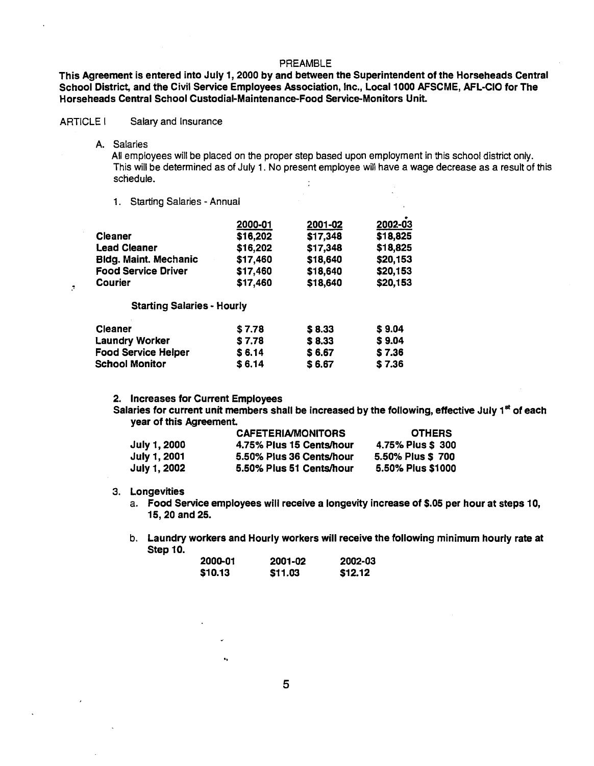PREAMBLE

**This Agreement is entered into July 1, 2000 by and between the Superintendent of the Horseheads Central School District, and the Civil Service Employees Association, Inc., Local 1000 AFSCME, AFL-CIO for The Horseheads Central School Custodial-Maintenance-Food Service-Monitors Unit.**

ARTICLE I Salary and Insurance

A. Salaries

All employees will be placed on the proper step based upon employment in this school district only. This will be determined as of July 1. No present employee will have a wage decrease as a result of this schedule.

1. Starting Salaries - Annual

| | 2000-01 | 2001-02 | 2002-03 |
|---|---|---|---|
| **Cleaner** | **$16,202** | **$17,348** | **$18,825** |
| **Lead Cleaner** | **$16,202** | **$17,348** | **$18,825** |
| **Bldg. Maint. Mechanic** | **$17,460** | **$18,640** | **$20,153** |
| **Food Service Driver** | **$17,460** | **$18,640** | **$20,153** |
| **Courier** | **$17,460** | **$18,640** | **$20,153** |

**Starting Salaries - Hourly**

| | 2000-01 | 2001-02 | 2002-03 |
|---|---|---|---|
| **Cleaner** | **$ 7.78** | **$ 8.33** | **$ 9.04** |
| **Laundry Worker** | **$ 7.78** | **$ 8.33** | **$ 9.04** |
| **Food Service Helper** | **$ 6.14** | **$ 6.67** | **$ 7.36** |
| **School Monitor** | **$ 6.14** | **$ 6.67** | **$ 7.36** |

**2. Increases for Current Employees**

**Salaries for current unit members shall be increased by the following, effective July 1st of each year of this Agreement.**

| | CAFETERIA/MONITORS | OTHERS |
|---|---|---|
| **July 1, 2000** | **4.75% Plus 15 Cents/hour** | **4.75% Plus $ 300** |
| **July 1, 2001** | **5.50% Plus 36 Cents/hour** | **5.50% Plus $ 700** |
| **July 1, 2002** | **5.50% Plus 51 Cents/hour** | **5.50% Plus $1000** |

3. **Longevities**

a. **Food Service employees will receive a longevity increase of $.05 per hour at steps 10, 15, 20 and 25.**

b. **Laundry workers and Hourly workers will receive the following minimum hourly rate at Step 10.**

| 2000-01 | 2001-02 | 2002-03 |
|---|---|---|
| **$10.13** | **$11.03** | **$12.12** |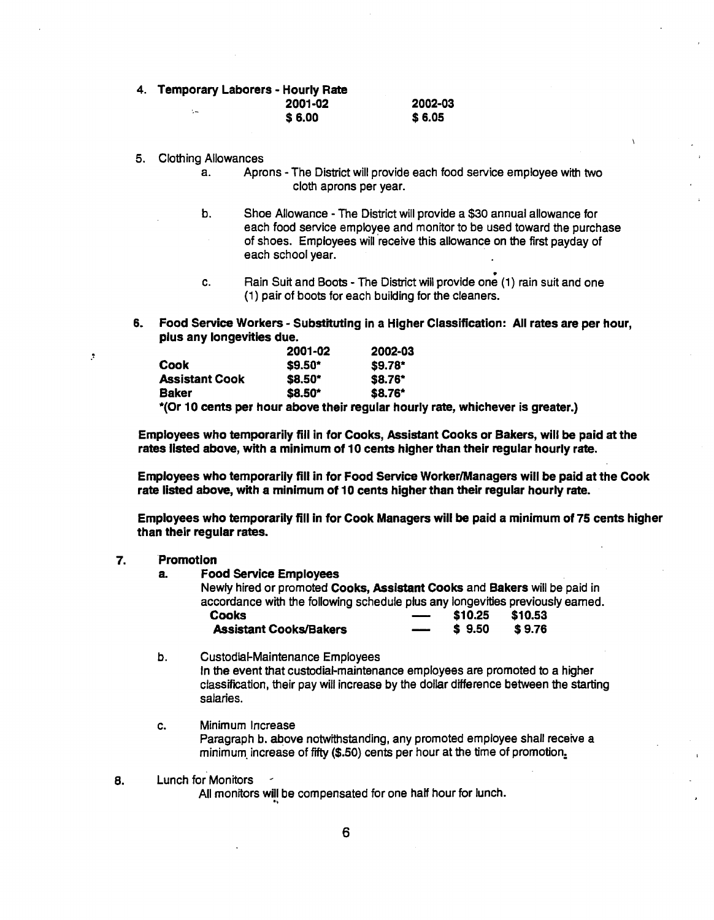4. **Temporary Laborers - Hourly Rate**

| 2001-02 | 2002-03 |
|---|---|
| **$ 6.00** | **$ 6.05** |

5. Clothing Allowances
   - a. Aprons - The District will provide each food service employee with two cloth aprons per year.
   - b. Shoe Allowance - The District will provide a $30 annual allowance for each food service employee and monitor to be used toward the purchase of shoes. Employees will receive this allowance on the first payday of each school year.
   - c. Rain Suit and Boots - The District will provide one (1) rain suit and one (1) pair of boots for each building for the cleaners.

6. **Food Service Workers - Substituting in a Higher Classification: All rates are per hour, plus any longevities due.**

| | 2001-02 | 2002-03 |
|---|---|---|
| **Cook** | **$9.50*** | **$9.78*** |
| **Assistant Cook** | **$8.50*** | **$8.76*** |
| **Baker** | **$8.50*** | **$8.76*** |

**\*(Or 10 cents per hour above their regular hourly rate, whichever is greater.)**

**Employees who temporarily fill in for Cooks, Assistant Cooks or Bakers, will be paid at the rates listed above, with a minimum of 10 cents higher than their regular hourly rate.**

**Employees who temporarily fill in for Food Service Worker/Managers will be paid at the Cook rate listed above, with a minimum of 10 cents higher than their regular hourly rate.**

**Employees who temporarily fill in for Cook Managers will be paid a minimum of 75 cents higher than their regular rates.**

7. **Promotion**
   - a. **Food Service Employees**

     Newly hired or promoted **Cooks, Assistant Cooks** and **Bakers** will be paid in accordance with the following schedule plus any longevities previously earned.

| | | | |
|---|---|---|---|
| **Cooks** | **—** | **$10.25** | **$10.53** |
| **Assistant Cooks/Bakers** | **—** | **$ 9.50** | **$ 9.76** |

   - b. Custodial-Maintenance Employees

     In the event that custodial-maintenance employees are promoted to a higher classification, their pay will increase by the dollar difference between the starting salaries.

   - c. Minimum Increase

     Paragraph b. above notwithstanding, any promoted employee shall receive a minimum increase of fifty ($.50) cents per hour at the time of promotion.

8. Lunch for Monitors

   All monitors will be compensated for one half hour for lunch.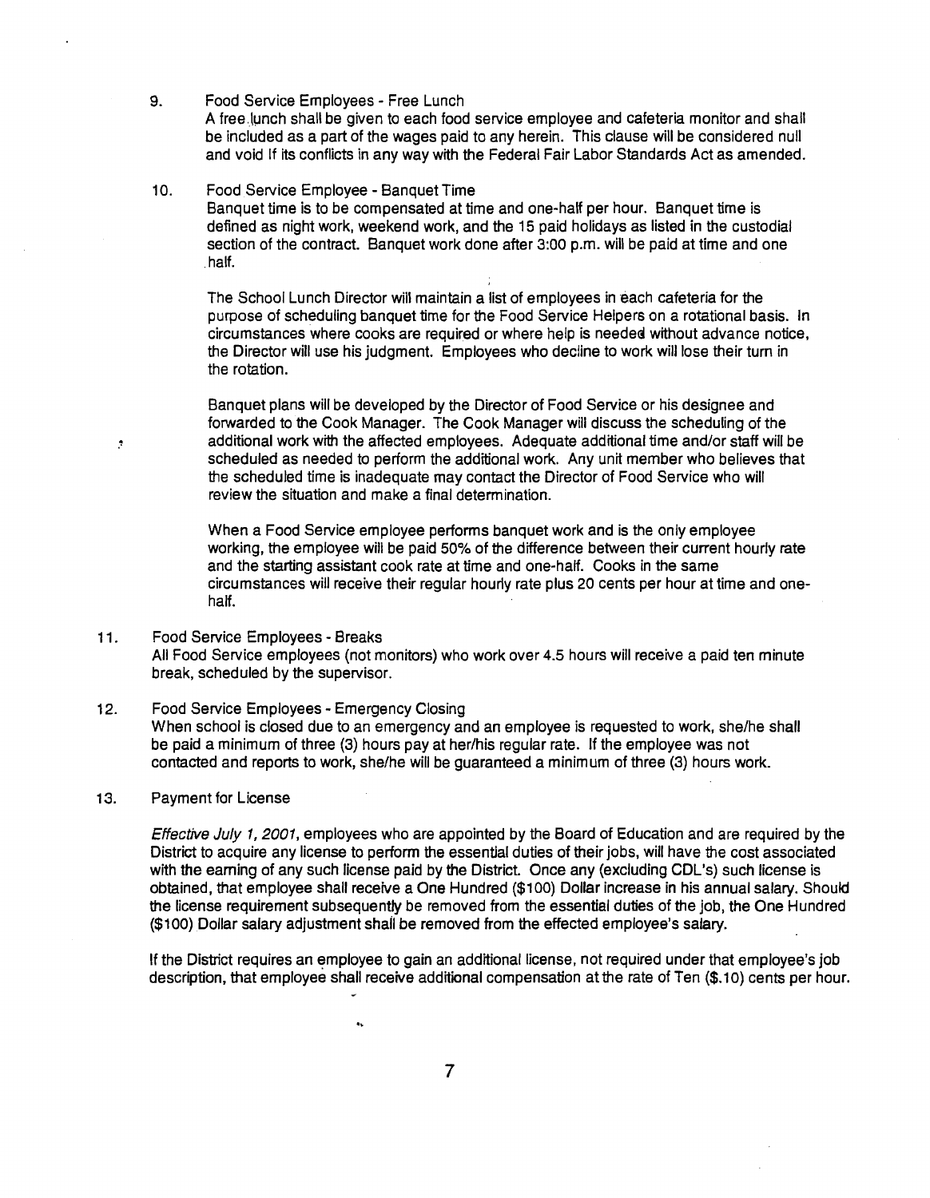9. Food Service Employees - Free Lunch

   A free lunch shall be given to each food service employee and cafeteria monitor and shall be included as a part of the wages paid to any herein. This clause will be considered null and void If its conflicts in any way with the Federal Fair Labor Standards Act as amended.

10. Food Service Employee - Banquet Time

    Banquet time is to be compensated at time and one-half per hour. Banquet time is defined as night work, weekend work, and the 15 paid holidays as listed in the custodial section of the contract. Banquet work done after 3:00 p.m. will be paid at time and one half.

    The School Lunch Director will maintain a list of employees in each cafeteria for the purpose of scheduling banquet time for the Food Service Helpers on a rotational basis. In circumstances where cooks are required or where help is needed without advance notice, the Director will use his judgment. Employees who decline to work will lose their turn in the rotation.

    Banquet plans will be developed by the Director of Food Service or his designee and forwarded to the Cook Manager. The Cook Manager will discuss the scheduling of the additional work with the affected employees. Adequate additional time and/or staff will be scheduled as needed to perform the additional work. Any unit member who believes that the scheduled time is inadequate may contact the Director of Food Service who will review the situation and make a final determination.

    When a Food Service employee performs banquet work and is the only employee working, the employee will be paid 50% of the difference between their current hourly rate and the starting assistant cook rate at time and one-half. Cooks in the same circumstances will receive their regular hourly rate plus 20 cents per hour at time and one-half.

11. Food Service Employees - Breaks

    All Food Service employees (not monitors) who work over 4.5 hours will receive a paid ten minute break, scheduled by the supervisor.

12. Food Service Employees - Emergency Closing

    When school is closed due to an emergency and an employee is requested to work, she/he shall be paid a minimum of three (3) hours pay at her/his regular rate. If the employee was not contacted and reports to work, she/he will be guaranteed a minimum of three (3) hours work.

13. Payment for License

    *Effective July 1, 2001*, employees who are appointed by the Board of Education and are required by the District to acquire any license to perform the essential duties of their jobs, will have the cost associated with the earning of any such license paid by the District. Once any (excluding CDL's) such license is obtained, that employee shall receive a One Hundred ($100) Dollar increase in his annual salary. Should the license requirement subsequently be removed from the essential duties of the job, the One Hundred ($100) Dollar salary adjustment shall be removed from the effected employee's salary.

    If the District requires an employee to gain an additional license, not required under that employee's job description, that employee shall receive additional compensation at the rate of Ten ($.10) cents per hour.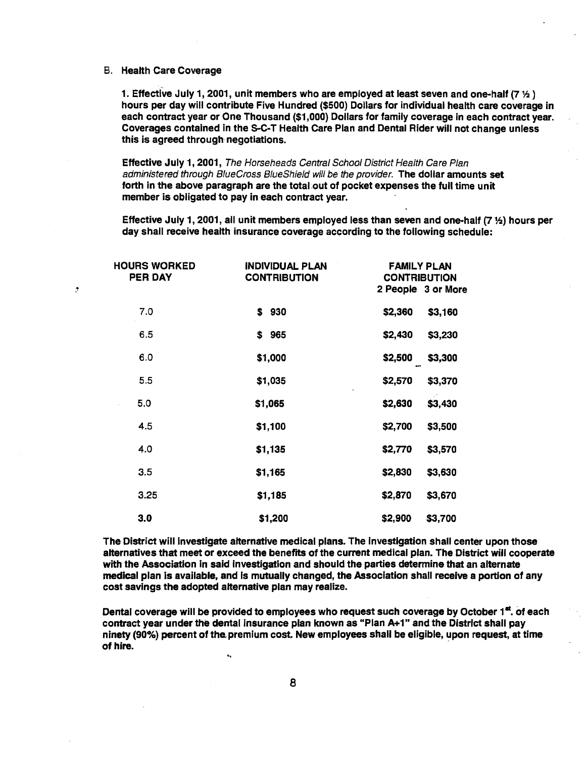B. **Health Care Coverage**

**1. Effective July 1, 2001, unit members who are employed at least seven and one-half (7 ½ ) hours per day will contribute Five Hundred ($500) Dollars for individual health care coverage in each contract year or One Thousand ($1,000) Dollars for family coverage in each contract year. Coverages contained in the S-C-T Health Care Plan and Dental Rider will not change unless this is agreed through negotiations.**

**Effective July 1, 2001,** *The Horseheads Central School District Health Care Plan administered through BlueCross BlueShield will be the provider.* **The dollar amounts set forth in the above paragraph are the total out of pocket expenses the full time unit member is obligated to pay in each contract year.**

**Effective July 1, 2001, all unit members employed less than seven and one-half (7 ½) hours per day shall receive health insurance coverage according to the following schedule:**

| HOURS WORKED PER DAY | INDIVIDUAL PLAN CONTRIBUTION | FAMILY PLAN CONTRIBUTION | |
|---|---|---|---|
| | | 2 People | 3 or More |
| 7.0 | $ 930 | $2,360 | $3,160 |
| 6.5 | $ 965 | $2,430 | $3,230 |
| 6.0 | $1,000 | $2,500 | $3,300 |
| 5.5 | $1,035 | $2,570 | $3,370 |
| 5.0 | $1,065 | $2,630 | $3,430 |
| 4.5 | $1,100 | $2,700 | $3,500 |
| 4.0 | $1,135 | $2,770 | $3,570 |
| 3.5 | $1,165 | $2,830 | $3,630 |
| 3.25 | $1,185 | $2,870 | $3,670 |
| **3.0** | $1,200 | $2,900 | $3,700 |

**The District will investigate alternative medical plans. The investigation shall center upon those alternatives that meet or exceed the benefits of the current medical plan. The District will cooperate with the Association in said investigation and should the parties determine that an alternate medical plan is available, and is mutually changed, the Association shall receive a portion of any cost savings the adopted alternative plan may realize.**

**Dental coverage will be provided to employees who request such coverage by October 1st. of each contract year under the dental insurance plan known as "Plan A+1" and the District shall pay ninety (90%) percent of the premium cost. New employees shall be eligible, upon request, at time of hire.**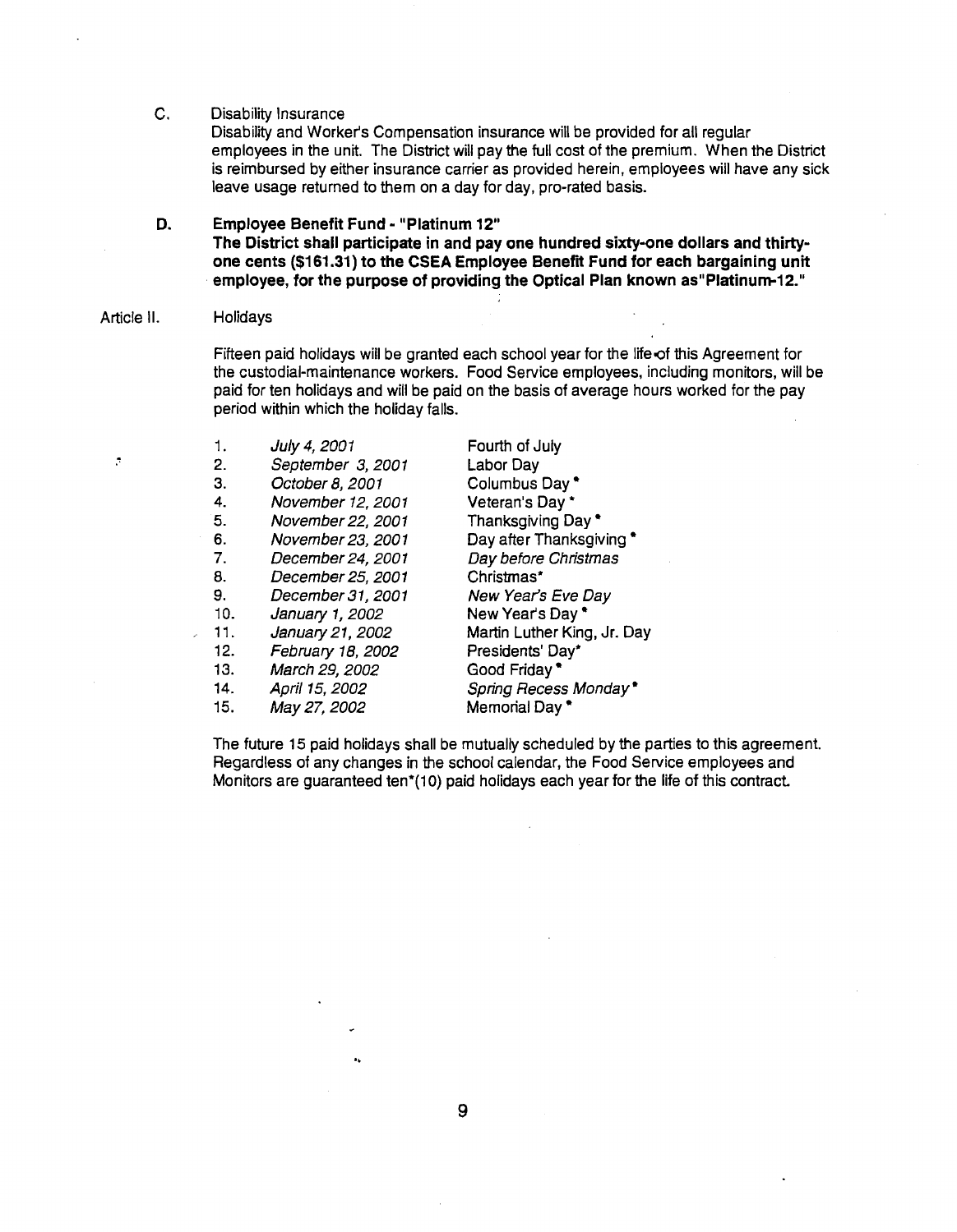C. Disability Insurance

Disability and Worker's Compensation insurance will be provided for all regular employees in the unit. The District will pay the full cost of the premium. When the District is reimbursed by either insurance carrier as provided herein, employees will have any sick leave usage returned to them on a day for day, pro-rated basis.

**D. Employee Benefit Fund - "Platinum 12"**

**The District shall participate in and pay one hundred sixty-one dollars and thirty-one cents ($161.31) to the CSEA Employee Benefit Fund for each bargaining unit employee, for the purpose of providing the Optical Plan known as"Platinum-12."**

Article II. Holidays

Fifteen paid holidays will be granted each school year for the life of this Agreement for the custodial-maintenance workers. Food Service employees, including monitors, will be paid for ten holidays and will be paid on the basis of average hours worked for the pay period within which the holiday falls.

| | | |
|---|---|---|
| 1. | *July 4, 2001* | Fourth of July |
| 2. | *September 3, 2001* | Labor Day |
| 3. | *October 8, 2001* | Columbus Day * |
| 4. | *November 12, 2001* | Veteran's Day * |
| 5. | *November 22, 2001* | Thanksgiving Day * |
| 6. | *November 23, 2001* | Day after Thanksgiving * |
| 7. | *December 24, 2001* | *Day before Christmas* |
| 8. | *December 25, 2001* | Christmas* |
| 9. | *December 31, 2001* | *New Year's Eve Day* |
| 10. | *January 1, 2002* | New Year's Day * |
| 11. | *January 21, 2002* | Martin Luther King, Jr. Day |
| 12. | *February 18, 2002* | Presidents' Day* |
| 13. | *March 29, 2002* | Good Friday * |
| 14. | *April 15, 2002* | *Spring Recess Monday* * |
| 15. | *May 27, 2002* | Memorial Day * |

The future 15 paid holidays shall be mutually scheduled by the parties to this agreement. Regardless of any changes in the school calendar, the Food Service employees and Monitors are guaranteed ten*(10) paid holidays each year for the life of this contract.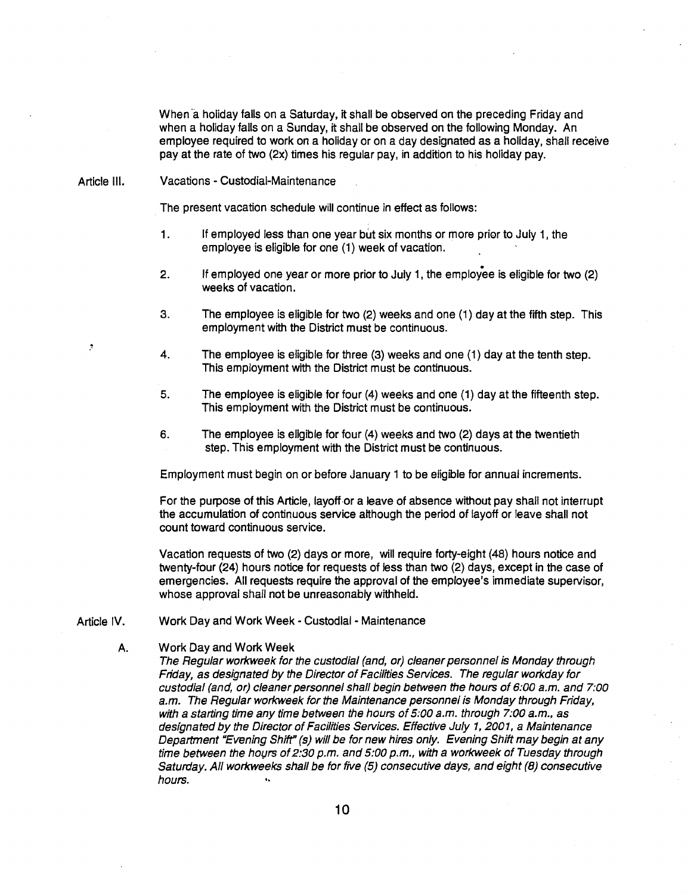When a holiday falls on a Saturday, it shall be observed on the preceding Friday and when a holiday falls on a Sunday, it shall be observed on the following Monday. An employee required to work on a holiday or on a day designated as a holiday, shall receive pay at the rate of two (2x) times his regular pay, in addition to his holiday pay.

## Article III. Vacations - Custodial-Maintenance

The present vacation schedule will continue in effect as follows:

1. If employed less than one year but six months or more prior to July 1, the employee is eligible for one (1) week of vacation.

2. If employed one year or more prior to July 1, the employee is eligible for two (2) weeks of vacation.

3. The employee is eligible for two (2) weeks and one (1) day at the fifth step. This employment with the District must be continuous.

4. The employee is eligible for three (3) weeks and one (1) day at the tenth step. This employment with the District must be continuous.

5. The employee is eligible for four (4) weeks and one (1) day at the fifteenth step. This employment with the District must be continuous.

6. The employee is eligible for four (4) weeks and two (2) days at the twentieth step. This employment with the District must be continuous.

Employment must begin on or before January 1 to be eligible for annual increments.

For the purpose of this Article, layoff or a leave of absence without pay shall not interrupt the accumulation of continuous service although the period of layoff or leave shall not count toward continuous service.

Vacation requests of two (2) days or more, will require forty-eight (48) hours notice and twenty-four (24) hours notice for requests of less than two (2) days, except in the case of emergencies. All requests require the approval of the employee's immediate supervisor, whose approval shall not be unreasonably withheld.

## Article IV. Work Day and Work Week - Custodial - Maintenance

A. Work Day and Work Week

*The Regular workweek for the custodial (and, or) cleaner personnel is Monday through Friday, as designated by the Director of Facilities Services. The regular workday for custodial (and, or) cleaner personnel shall begin between the hours of 6:00 a.m. and 7:00 a.m. The Regular workweek for the Maintenance personnel is Monday through Friday, with a starting time any time between the hours of 5:00 a.m. through 7:00 a.m., as designated by the Director of Facilities Services. Effective July 1, 2001, a Maintenance Department "Evening Shift" (s) will be for new hires only. Evening Shift may begin at any time between the hours of 2:30 p.m. and 5:00 p.m., with a workweek of Tuesday through Saturday. All workweeks shall be for five (5) consecutive days, and eight (8) consecutive hours.*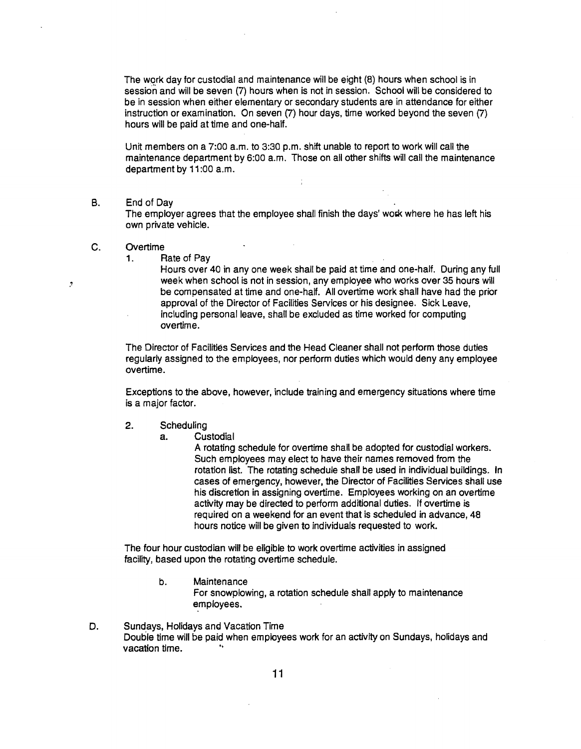The work day for custodial and maintenance will be eight (8) hours when school is in session and will be seven (7) hours when is not in session. School will be considered to be in session when either elementary or secondary students are in attendance for either instruction or examination. On seven (7) hour days, time worked beyond the seven (7) hours will be paid at time and one-half.

Unit members on a 7:00 a.m. to 3:30 p.m. shift unable to report to work will call the maintenance department by 6:00 a.m. Those on all other shifts will call the maintenance department by 11:00 a.m.

B. End of Day

The employer agrees that the employee shall finish the days' work where he has left his own private vehicle.

C. Overtime

1. Rate of Pay

   Hours over 40 in any one week shall be paid at time and one-half. During any full week when school is not in session, any employee who works over 35 hours will be compensated at time and one-half. All overtime work shall have had the prior approval of the Director of Facilities Services or his designee. Sick Leave, including personal leave, shall be excluded as time worked for computing overtime.

The Director of Facilities Services and the Head Cleaner shall not perform those duties regularly assigned to the employees, nor perform duties which would deny any employee overtime.

Exceptions to the above, however, include training and emergency situations where time is a major factor.

2. Scheduling

   a. Custodial

      A rotating schedule for overtime shall be adopted for custodial workers. Such employees may elect to have their names removed from the rotation list. The rotating schedule shall be used in individual buildings. In cases of emergency, however, the Director of Facilities Services shall use his discretion in assigning overtime. Employees working on an overtime activity may be directed to perform additional duties. If overtime is required on a weekend for an event that is scheduled in advance, 48 hours notice will be given to individuals requested to work.

The four hour custodian will be eligible to work overtime activities in assigned facility, based upon the rotating overtime schedule.

   b. Maintenance

      For snowplowing, a rotation schedule shall apply to maintenance employees.

D. Sundays, Holidays and Vacation Time

Double time will be paid when employees work for an activity on Sundays, holidays and vacation time.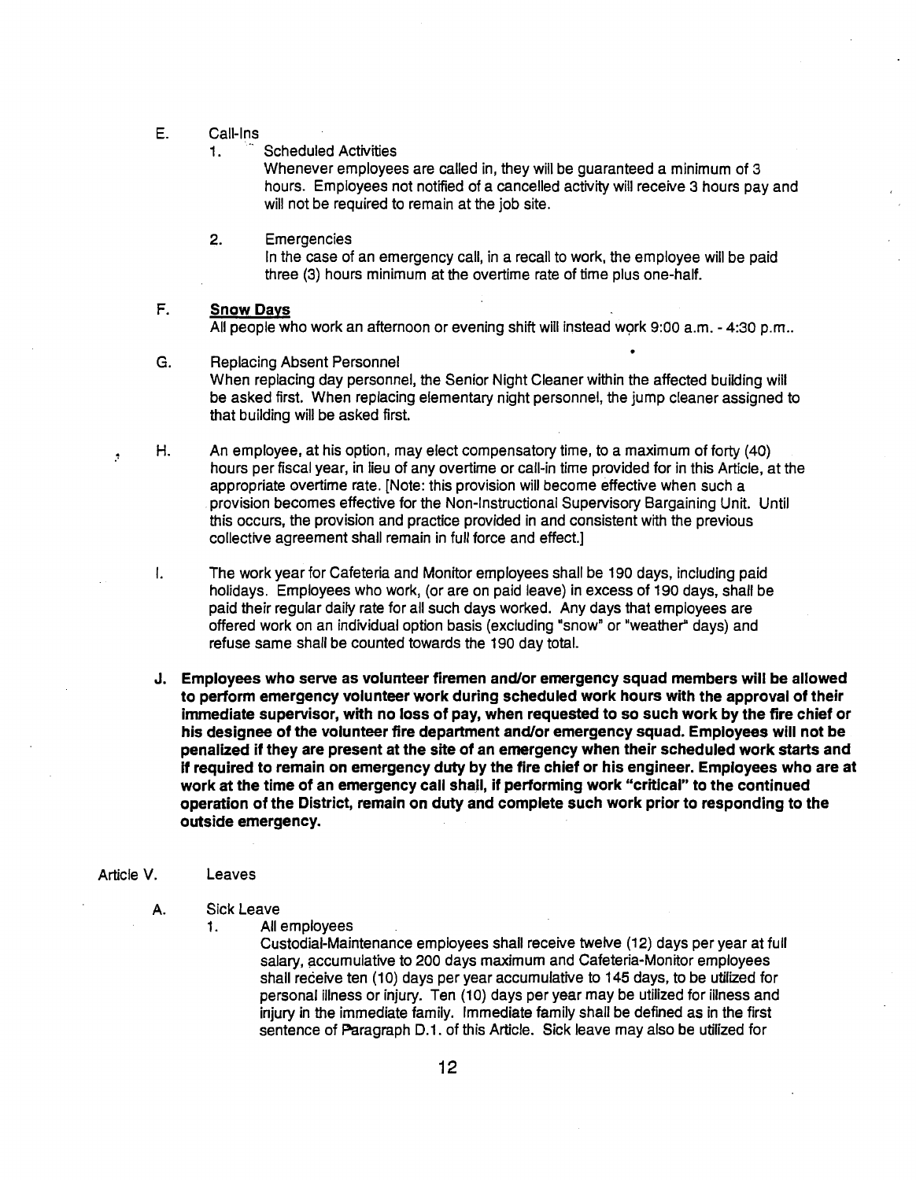E. Call-Ins

1. Scheduled Activities

   Whenever employees are called in, they will be guaranteed a minimum of 3 hours. Employees not notified of a cancelled activity will receive 3 hours pay and will not be required to remain at the job site.

2. Emergencies

   In the case of an emergency call, in a recall to work, the employee will be paid three (3) hours minimum at the overtime rate of time plus one-half.

F. **Snow Days**

All people who work an afternoon or evening shift will instead work 9:00 a.m. - 4:30 p.m..

G. Replacing Absent Personnel

When replacing day personnel, the Senior Night Cleaner within the affected building will be asked first. When replacing elementary night personnel, the jump cleaner assigned to that building will be asked first.

H. An employee, at his option, may elect compensatory time, to a maximum of forty (40) hours per fiscal year, in lieu of any overtime or call-in time provided for in this Article, at the appropriate overtime rate. [Note: this provision will become effective when such a provision becomes effective for the Non-Instructional Supervisory Bargaining Unit. Until this occurs, the provision and practice provided in and consistent with the previous collective agreement shall remain in full force and effect.]

I. The work year for Cafeteria and Monitor employees shall be 190 days, including paid holidays. Employees who work, (or are on paid leave) in excess of 190 days, shall be paid their regular daily rate for all such days worked. Any days that employees are offered work on an individual option basis (excluding "snow" or "weather" days) and refuse same shall be counted towards the 190 day total.

**J. Employees who serve as volunteer firemen and/or emergency squad members will be allowed to perform emergency volunteer work during scheduled work hours with the approval of their immediate supervisor, with no loss of pay, when requested to so such work by the fire chief or his designee of the volunteer fire department and/or emergency squad. Employees will not be penalized if they are present at the site of an emergency when their scheduled work starts and if required to remain on emergency duty by the fire chief or his engineer. Employees who are at work at the time of an emergency call shall, if performing work "critical" to the continued operation of the District, remain on duty and complete such work prior to responding to the outside emergency.**

## Article V. Leaves

A. Sick Leave

1. All employees

   Custodial-Maintenance employees shall receive twelve (12) days per year at full salary, accumulative to 200 days maximum and Cafeteria-Monitor employees shall receive ten (10) days per year accumulative to 145 days, to be utilized for personal illness or injury. Ten (10) days per year may be utilized for illness and injury in the immediate family. Immediate family shall be defined as in the first sentence of Paragraph D.1. of this Article. Sick leave may also be utilized for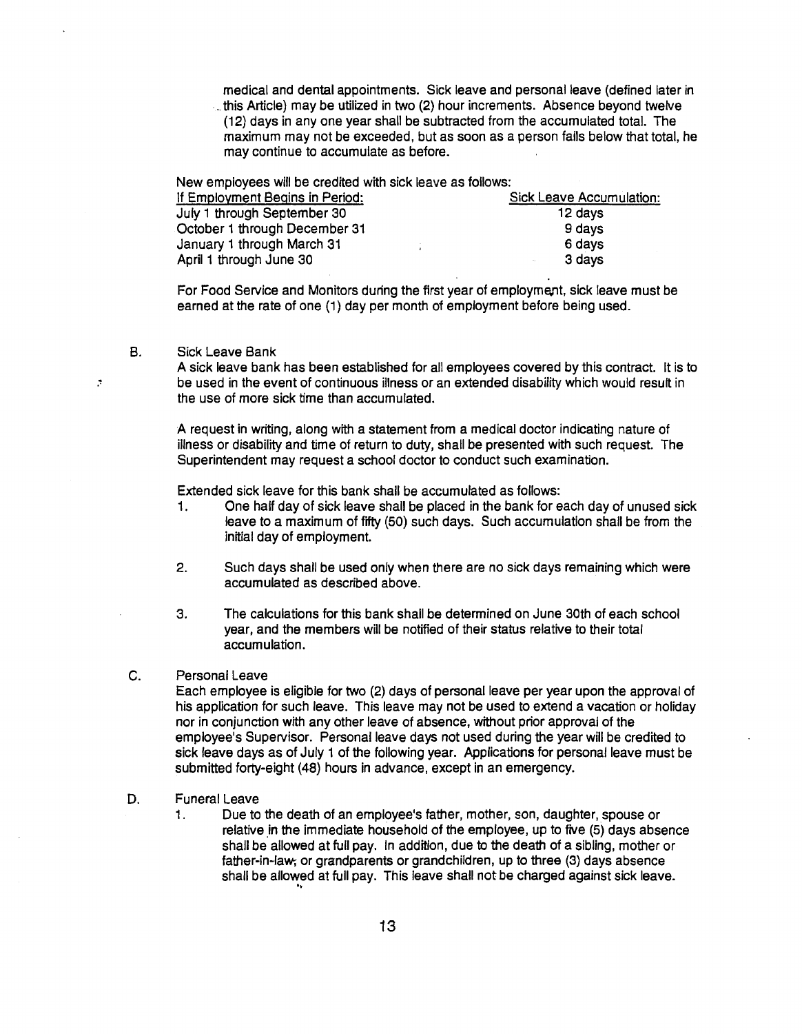medical and dental appointments. Sick leave and personal leave (defined later in this Article) may be utilized in two (2) hour increments. Absence beyond twelve (12) days in any one year shall be subtracted from the accumulated total. The maximum may not be exceeded, but as soon as a person falls below that total, he may continue to accumulate as before.

New employees will be credited with sick leave as follows:

| If Employment Begins in Period: | Sick Leave Accumulation: |
|---|---|
| July 1 through September 30 | 12 days |
| October 1 through December 31 | 9 days |
| January 1 through March 31 | 6 days |
| April 1 through June 30 | 3 days |

For Food Service and Monitors during the first year of employment, sick leave must be earned at the rate of one (1) day per month of employment before being used.

B. Sick Leave Bank

A sick leave bank has been established for all employees covered by this contract. It is to be used in the event of continuous illness or an extended disability which would result in the use of more sick time than accumulated.

A request in writing, along with a statement from a medical doctor indicating nature of illness or disability and time of return to duty, shall be presented with such request. The Superintendent may request a school doctor to conduct such examination.

Extended sick leave for this bank shall be accumulated as follows:

1. One half day of sick leave shall be placed in the bank for each day of unused sick leave to a maximum of fifty (50) such days. Such accumulation shall be from the initial day of employment.

2. Such days shall be used only when there are no sick days remaining which were accumulated as described above.

3. The calculations for this bank shall be determined on June 30th of each school year, and the members will be notified of their status relative to their total accumulation.

C. Personal Leave

Each employee is eligible for two (2) days of personal leave per year upon the approval of his application for such leave. This leave may not be used to extend a vacation or holiday nor in conjunction with any other leave of absence, without prior approval of the employee's Supervisor. Personal leave days not used during the year will be credited to sick leave days as of July 1 of the following year. Applications for personal leave must be submitted forty-eight (48) hours in advance, except in an emergency.

D. Funeral Leave

1. Due to the death of an employee's father, mother, son, daughter, spouse or relative in the immediate household of the employee, up to five (5) days absence shall be allowed at full pay. In addition, due to the death of a sibling, mother or father-in-law, or grandparents or grandchildren, up to three (3) days absence shall be allowed at full pay. This leave shall not be charged against sick leave.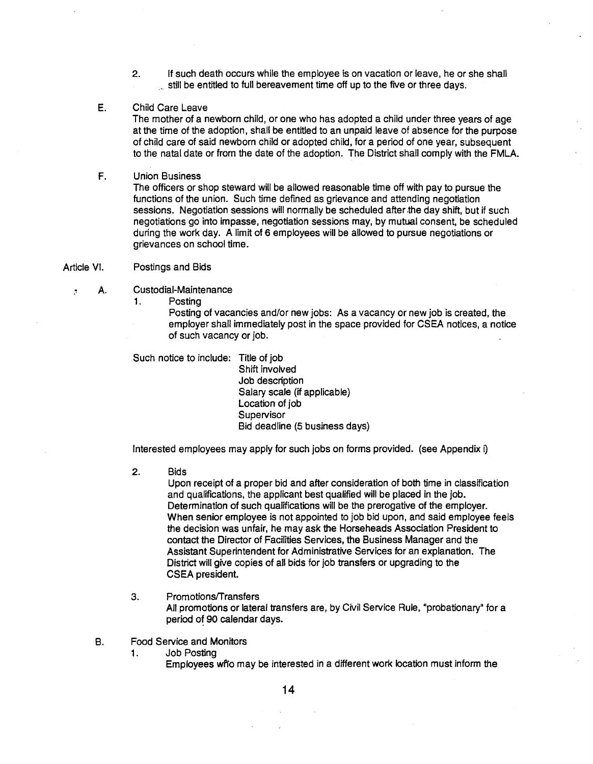2. If such death occurs while the employee is on vacation or leave, he or she shall still be entitled to full bereavement time off up to the five or three days.

E. Child Care Leave

The mother of a newborn child, or one who has adopted a child under three years of age at the time of the adoption, shall be entitled to an unpaid leave of absence for the purpose of child care of said newborn child or adopted child, for a period of one year, subsequent to the natal date or from the date of the adoption. The District shall comply with the FMLA.

F. Union Business

The officers or shop steward will be allowed reasonable time off with pay to pursue the functions of the union. Such time defined as grievance and attending negotiation sessions. Negotiation sessions will normally be scheduled after the day shift, but if such negotiations go into impasse, negotiation sessions may, by mutual consent, be scheduled during the work day. A limit of 6 employees will be allowed to pursue negotiations or grievances on school time.

## Article VI. Postings and Bids

A. Custodial-Maintenance

1. Posting

Posting of vacancies and/or new jobs: As a vacancy or new job is created, the employer shall immediately post in the space provided for CSEA notices, a notice of such vacancy or job.

Such notice to include:
- Title of job
- Shift involved
- Job description
- Salary scale (if applicable)
- Location of job
- Supervisor
- Bid deadline (5 business days)

Interested employees may apply for such jobs on forms provided. (see Appendix i)

2. Bids

Upon receipt of a proper bid and after consideration of both time in classification and qualifications, the applicant best qualified will be placed in the job. Determination of such qualifications will be the prerogative of the employer. When senior employee is not appointed to job bid upon, and said employee feels the decision was unfair, he may ask the Horseheads Association President to contact the Director of Facilities Services, the Business Manager and the Assistant Superintendent for Administrative Services for an explanation. The District will give copies of all bids for job transfers or upgrading to the CSEA president.

3. Promotions/Transfers

All promotions or lateral transfers are, by Civil Service Rule, "probationary" for a period of 90 calendar days.

B. Food Service and Monitors

1. Job Posting

Employees who may be interested in a different work location must inform the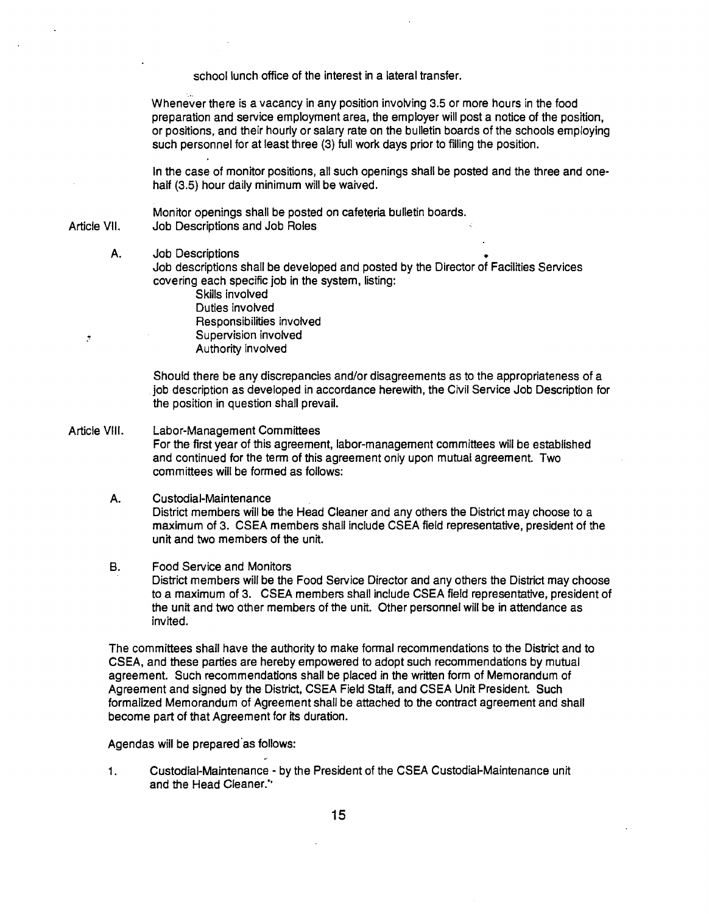school lunch office of the interest in a lateral transfer.

Whenever there is a vacancy in any position involving 3.5 or more hours in the food preparation and service employment area, the employer will post a notice of the position, or positions, and their hourly or salary rate on the bulletin boards of the schools employing such personnel for at least three (3) full work days prior to filling the position.

In the case of monitor positions, all such openings shall be posted and the three and one-half (3.5) hour daily minimum will be waived.

Monitor openings shall be posted on cafeteria bulletin boards.

## Article VII. Job Descriptions and Job Roles

A. Job Descriptions

Job descriptions shall be developed and posted by the Director of Facilities Services covering each specific job in the system, listing:

- Skills involved
- Duties involved
- Responsibilities involved
- Supervision involved
- Authority involved

Should there be any discrepancies and/or disagreements as to the appropriateness of a job description as developed in accordance herewith, the Civil Service Job Description for the position in question shall prevail.

## Article VIII. Labor-Management Committees

For the first year of this agreement, labor-management committees will be established and continued for the term of this agreement only upon mutual agreement. Two committees will be formed as follows:

A. Custodial-Maintenance

District members will be the Head Cleaner and any others the District may choose to a maximum of 3. CSEA members shall include CSEA field representative, president of the unit and two members of the unit.

B. Food Service and Monitors

District members will be the Food Service Director and any others the District may choose to a maximum of 3. CSEA members shall include CSEA field representative, president of the unit and two other members of the unit. Other personnel will be in attendance as invited.

The committees shall have the authority to make formal recommendations to the District and to CSEA, and these parties are hereby empowered to adopt such recommendations by mutual agreement. Such recommendations shall be placed in the written form of Memorandum of Agreement and signed by the District, CSEA Field Staff, and CSEA Unit President. Such formalized Memorandum of Agreement shall be attached to the contract agreement and shall become part of that Agreement for its duration.

Agendas will be prepared as follows:

1. Custodial-Maintenance - by the President of the CSEA Custodial-Maintenance unit and the Head Cleaner.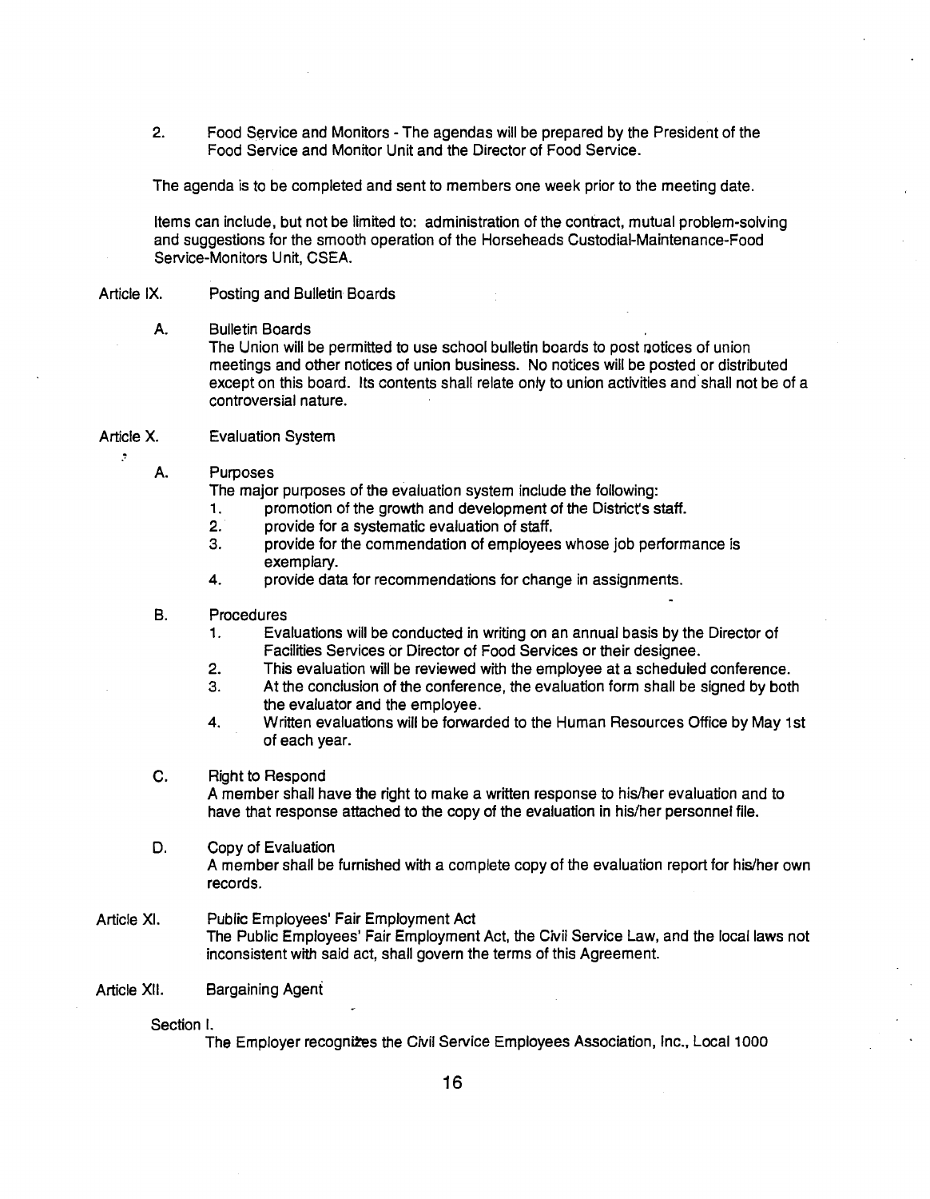2. Food Service and Monitors - The agendas will be prepared by the President of the Food Service and Monitor Unit and the Director of Food Service.

The agenda is to be completed and sent to members one week prior to the meeting date.

Items can include, but not be limited to: administration of the contract, mutual problem-solving and suggestions for the smooth operation of the Horseheads Custodial-Maintenance-Food Service-Monitors Unit, CSEA.

## Article IX. Posting and Bulletin Boards

A. Bulletin Boards

The Union will be permitted to use school bulletin boards to post notices of union meetings and other notices of union business. No notices will be posted or distributed except on this board. Its contents shall relate only to union activities and shall not be of a controversial nature.

## Article X. Evaluation System

A. Purposes

The major purposes of the evaluation system include the following:

1. promotion of the growth and development of the District's staff.
2. provide for a systematic evaluation of staff.
3. provide for the commendation of employees whose job performance is exemplary.
4. provide data for recommendations for change in assignments.

B. Procedures

1. Evaluations will be conducted in writing on an annual basis by the Director of Facilities Services or Director of Food Services or their designee.
2. This evaluation will be reviewed with the employee at a scheduled conference.
3. At the conclusion of the conference, the evaluation form shall be signed by both the evaluator and the employee.
4. Written evaluations will be forwarded to the Human Resources Office by May 1st of each year.

C. Right to Respond

A member shall have the right to make a written response to his/her evaluation and to have that response attached to the copy of the evaluation in his/her personnel file.

D. Copy of Evaluation

A member shall be furnished with a complete copy of the evaluation report for his/her own records.

## Article XI. Public Employees' Fair Employment Act

The Public Employees' Fair Employment Act, the Civil Service Law, and the local laws not inconsistent with said act, shall govern the terms of this Agreement.

## Article XII. Bargaining Agent

Section I.

The Employer recognizes the Civil Service Employees Association, Inc., Local 1000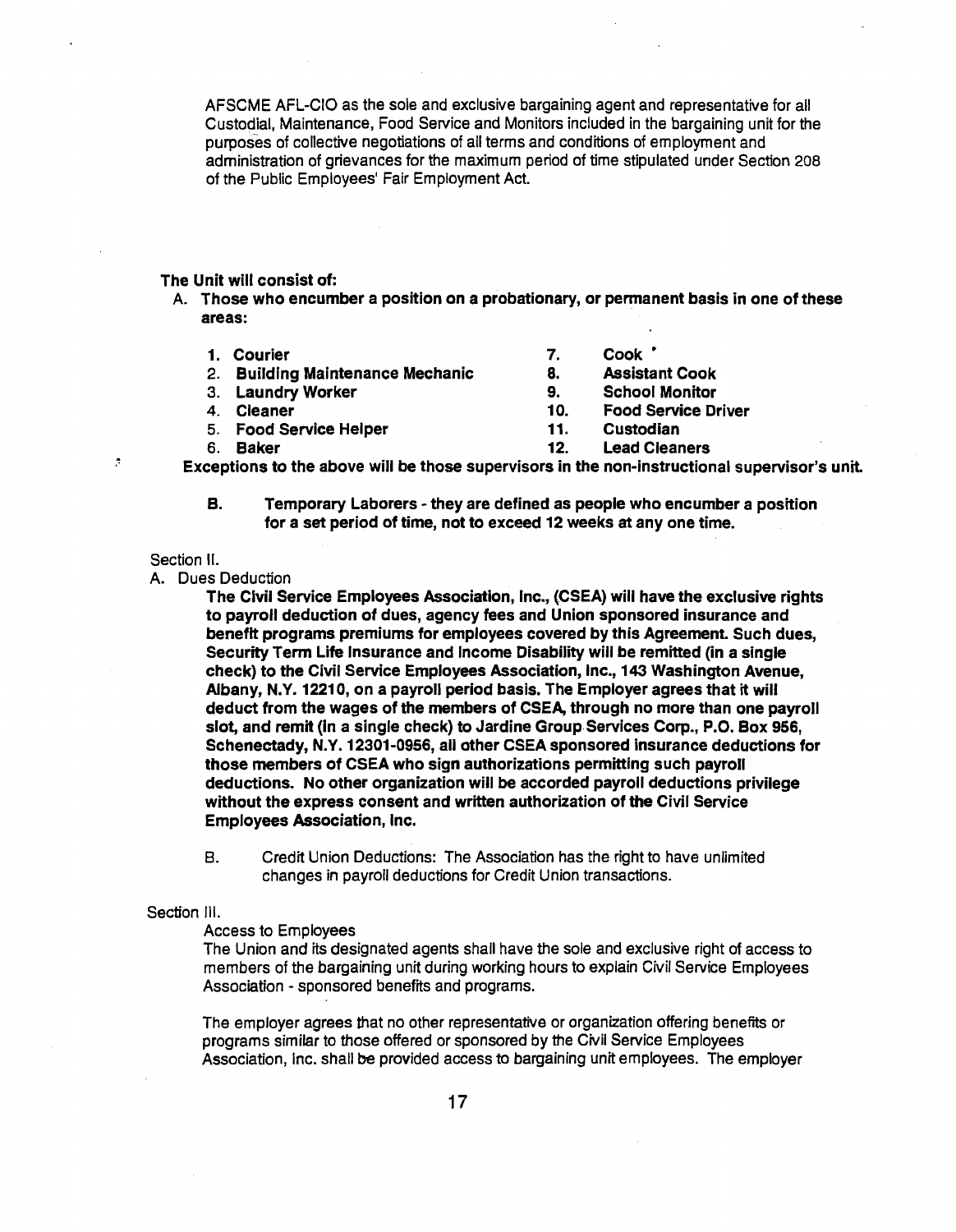AFSCME AFL-CIO as the sole and exclusive bargaining agent and representative for all Custodial, Maintenance, Food Service and Monitors included in the bargaining unit for the purposes of collective negotiations of all terms and conditions of employment and administration of grievances for the maximum period of time stipulated under Section 208 of the Public Employees' Fair Employment Act.

**The Unit will consist of:**

A. **Those who encumber a position on a probationary, or permanent basis in one of these areas:**

1. **Courier**
2. **Building Maintenance Mechanic**
3. **Laundry Worker**
4. **Cleaner**
5. **Food Service Helper**
6. **Baker**
7. **Cook**
8. **Assistant Cook**
9. **School Monitor**
10. **Food Service Driver**
11. **Custodian**
12. **Lead Cleaners**

**Exceptions to the above will be those supervisors in the non-instructional supervisor's unit.**

B. **Temporary Laborers - they are defined as people who encumber a position for a set period of time, not to exceed 12 weeks at any one time.**

Section II.

A. Dues Deduction

**The Civil Service Employees Association, Inc., (CSEA) will have the exclusive rights to payroll deduction of dues, agency fees and Union sponsored insurance and benefit programs premiums for employees covered by this Agreement. Such dues, Security Term Life Insurance and Income Disability will be remitted (in a single check) to the Civil Service Employees Association, Inc., 143 Washington Avenue, Albany, N.Y. 12210, on a payroll period basis. The Employer agrees that it will deduct from the wages of the members of CSEA, through no more than one payroll slot, and remit (in a single check) to Jardine Group Services Corp., P.O. Box 956, Schenectady, N.Y. 12301-0956, all other CSEA sponsored insurance deductions for those members of CSEA who sign authorizations permitting such payroll deductions. No other organization will be accorded payroll deductions privilege without the express consent and written authorization of the Civil Service Employees Association, Inc.**

B. Credit Union Deductions: The Association has the right to have unlimited changes in payroll deductions for Credit Union transactions.

Section III.

Access to Employees

The Union and its designated agents shall have the sole and exclusive right of access to members of the bargaining unit during working hours to explain Civil Service Employees Association - sponsored benefits and programs.

The employer agrees that no other representative or organization offering benefits or programs similar to those offered or sponsored by the Civil Service Employees Association, Inc. shall be provided access to bargaining unit employees. The employer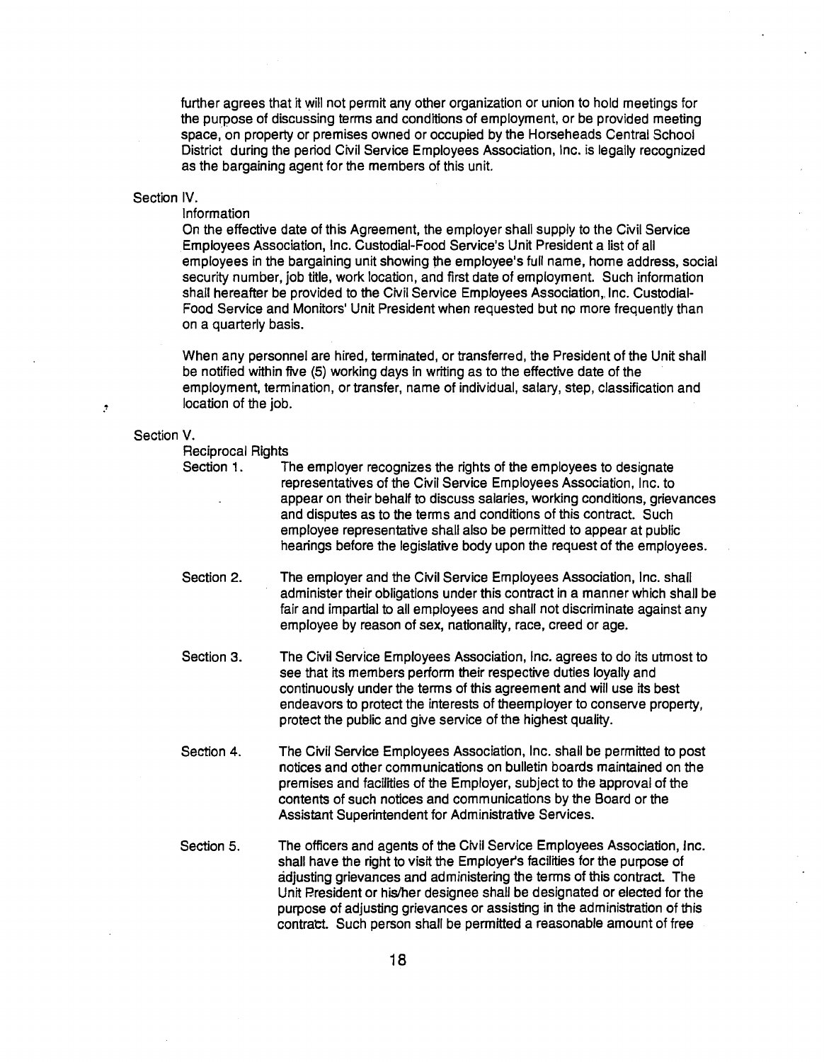further agrees that it will not permit any other organization or union to hold meetings for the purpose of discussing terms and conditions of employment, or be provided meeting space, on property or premises owned or occupied by the Horseheads Central School District during the period Civil Service Employees Association, Inc. is legally recognized as the bargaining agent for the members of this unit.

Section IV.

Information

On the effective date of this Agreement, the employer shall supply to the Civil Service Employees Association, Inc. Custodial-Food Service's Unit President a list of all employees in the bargaining unit showing the employee's full name, home address, social security number, job title, work location, and first date of employment. Such information shall hereafter be provided to the Civil Service Employees Association, Inc. Custodial-Food Service and Monitors' Unit President when requested but no more frequently than on a quarterly basis.

When any personnel are hired, terminated, or transferred, the President of the Unit shall be notified within five (5) working days in writing as to the effective date of the employment, termination, or transfer, name of individual, salary, step, classification and location of the job.

Section V.

Reciprocal Rights

Section 1. The employer recognizes the rights of the employees to designate representatives of the Civil Service Employees Association, Inc. to appear on their behalf to discuss salaries, working conditions, grievances and disputes as to the terms and conditions of this contract. Such employee representative shall also be permitted to appear at public hearings before the legislative body upon the request of the employees.

Section 2. The employer and the Civil Service Employees Association, Inc. shall administer their obligations under this contract in a manner which shall be fair and impartial to all employees and shall not discriminate against any employee by reason of sex, nationality, race, creed or age.

Section 3. The Civil Service Employees Association, Inc. agrees to do its utmost to see that its members perform their respective duties loyally and continuously under the terms of this agreement and will use its best endeavors to protect the interests of theemployer to conserve property, protect the public and give service of the highest quality.

Section 4. The Civil Service Employees Association, Inc. shall be permitted to post notices and other communications on bulletin boards maintained on the premises and facilities of the Employer, subject to the approval of the contents of such notices and communications by the Board or the Assistant Superintendent for Administrative Services.

Section 5. The officers and agents of the Civil Service Employees Association, Inc. shall have the right to visit the Employer's facilities for the purpose of adjusting grievances and administering the terms of this contract. The Unit President or his/her designee shall be designated or elected for the purpose of adjusting grievances or assisting in the administration of this contract. Such person shall be permitted a reasonable amount of free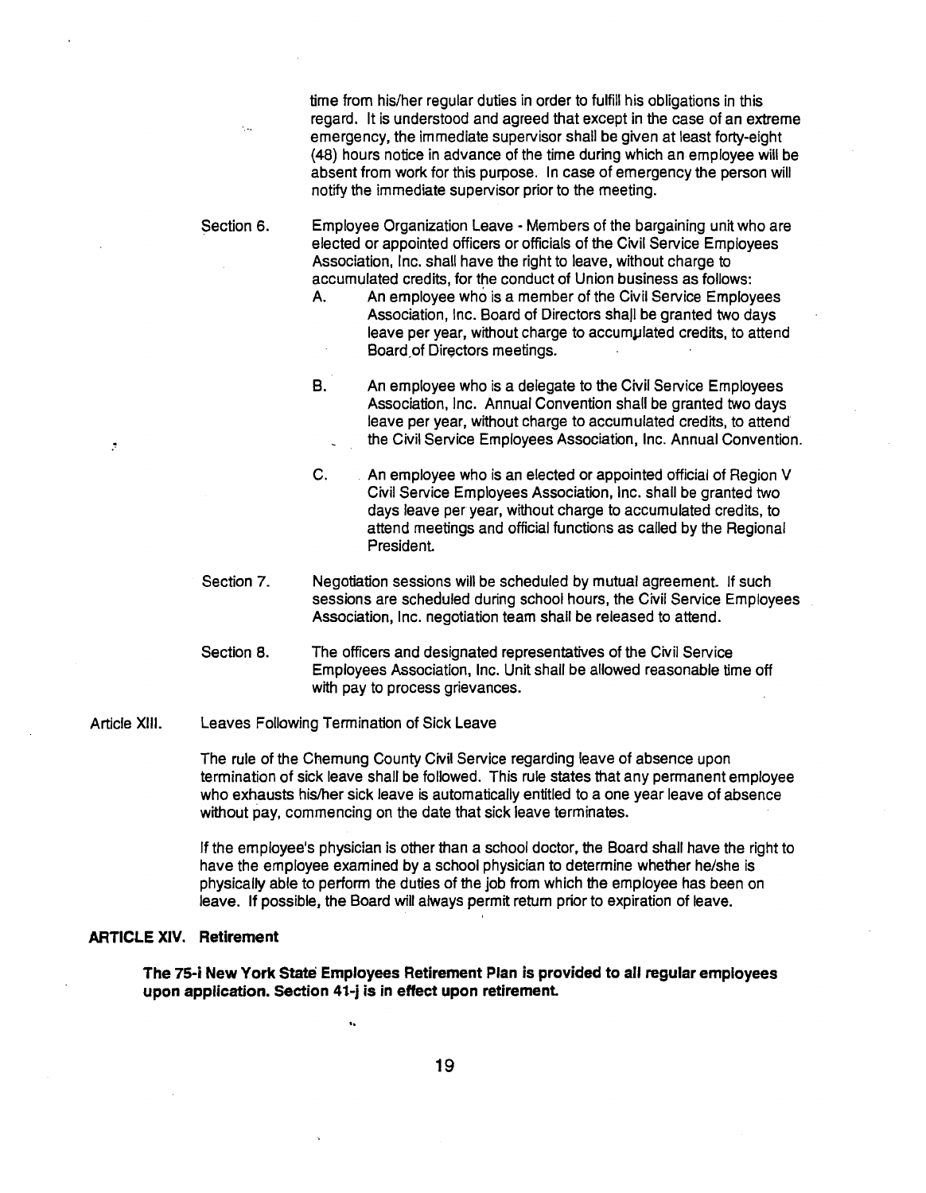time from his/her regular duties in order to fulfill his obligations in this regard. It is understood and agreed that except in the case of an extreme emergency, the immediate supervisor shall be given at least forty-eight (48) hours notice in advance of the time during which an employee will be absent from work for this purpose. In case of emergency the person will notify the immediate supervisor prior to the meeting.

Section 6. Employee Organization Leave - Members of the bargaining unit who are elected or appointed officers or officials of the Civil Service Employees Association, Inc. shall have the right to leave, without charge to accumulated credits, for the conduct of Union business as follows:

A. An employee who is a member of the Civil Service Employees Association, Inc. Board of Directors shall be granted two days leave per year, without charge to accumulated credits, to attend Board of Directors meetings.

B. An employee who is a delegate to the Civil Service Employees Association, Inc. Annual Convention shall be granted two days leave per year, without charge to accumulated credits, to attend the Civil Service Employees Association, Inc. Annual Convention.

C. An employee who is an elected or appointed official of Region V Civil Service Employees Association, Inc. shall be granted two days leave per year, without charge to accumulated credits, to attend meetings and official functions as called by the Regional President.

Section 7. Negotiation sessions will be scheduled by mutual agreement. If such sessions are scheduled during school hours, the Civil Service Employees Association, Inc. negotiation team shall be released to attend.

Section 8. The officers and designated representatives of the Civil Service Employees Association, Inc. Unit shall be allowed reasonable time off with pay to process grievances.

## Article XIII. Leaves Following Termination of Sick Leave

The rule of the Chemung County Civil Service regarding leave of absence upon termination of sick leave shall be followed. This rule states that any permanent employee who exhausts his/her sick leave is automatically entitled to a one year leave of absence without pay, commencing on the date that sick leave terminates.

If the employee's physician is other than a school doctor, the Board shall have the right to have the employee examined by a school physician to determine whether he/she is physically able to perform the duties of the job from which the employee has been on leave. If possible, the Board will always permit return prior to expiration of leave.

## ARTICLE XIV. Retirement

**The 75-i New York State Employees Retirement Plan is provided to all regular employees upon application. Section 41-j is in effect upon retirement.**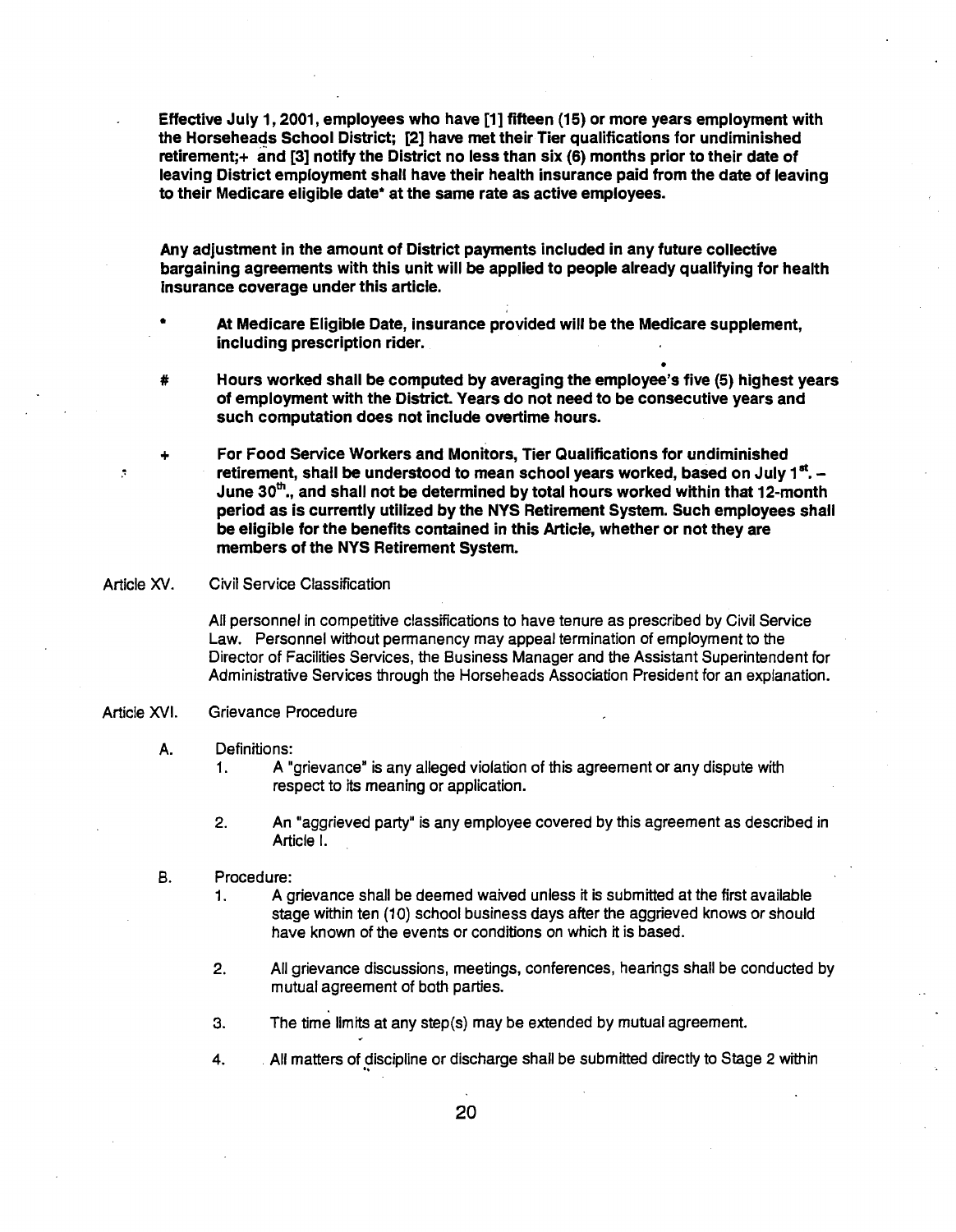**Effective July 1, 2001, employees who have [1] fifteen (15) or more years employment with the Horseheads School District; [2] have met their Tier qualifications for undiminished retirement;+ and [3] notify the District no less than six (6) months prior to their date of leaving District employment shall have their health insurance paid from the date of leaving to their Medicare eligible date* at the same rate as active employees.**

**Any adjustment in the amount of District payments included in any future collective bargaining agreements with this unit will be applied to people already qualifying for health insurance coverage under this article.**

- **\*** **At Medicare Eligible Date, insurance provided will be the Medicare supplement, including prescription rider.**
- **#** **Hours worked shall be computed by averaging the employee's five (5) highest years of employment with the District. Years do not need to be consecutive years and such computation does not include overtime hours.**
- **+** **For Food Service Workers and Monitors, Tier Qualifications for undiminished retirement, shall be understood to mean school years worked, based on July 1st. – June 30th., and shall not be determined by total hours worked within that 12-month period as is currently utilized by the NYS Retirement System. Such employees shall be eligible for the benefits contained in this Article, whether or not they are members of the NYS Retirement System.**

Article XV. Civil Service Classification

All personnel in competitive classifications to have tenure as prescribed by Civil Service Law. Personnel without permanency may appeal termination of employment to the Director of Facilities Services, the Business Manager and the Assistant Superintendent for Administrative Services through the Horseheads Association President for an explanation.

Article XVI. Grievance Procedure

A. Definitions:

1. A "grievance" is any alleged violation of this agreement or any dispute with respect to its meaning or application.
2. An "aggrieved party" is any employee covered by this agreement as described in Article I.

B. Procedure:

1. A grievance shall be deemed waived unless it is submitted at the first available stage within ten (10) school business days after the aggrieved knows or should have known of the events or conditions on which it is based.
2. All grievance discussions, meetings, conferences, hearings shall be conducted by mutual agreement of both parties.
3. The time limits at any step(s) may be extended by mutual agreement.
4. All matters of discipline or discharge shall be submitted directly to Stage 2 within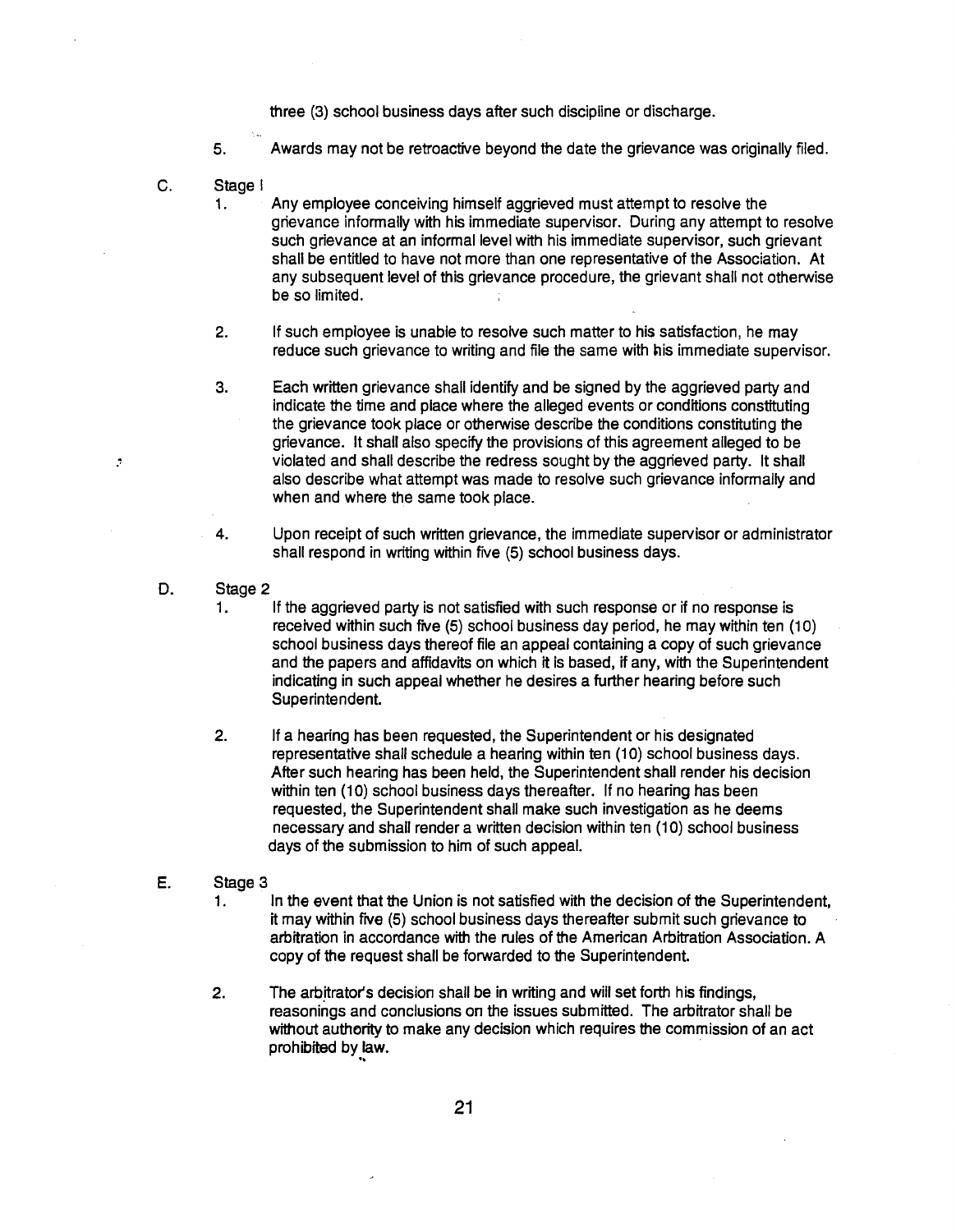three (3) school business days after such discipline or discharge.

5. Awards may not be retroactive beyond the date the grievance was originally filed.

C. Stage I

1. Any employee conceiving himself aggrieved must attempt to resolve the grievance informally with his immediate supervisor. During any attempt to resolve such grievance at an informal level with his immediate supervisor, such grievant shall be entitled to have not more than one representative of the Association. At any subsequent level of this grievance procedure, the grievant shall not otherwise be so limited.

2. If such employee is unable to resolve such matter to his satisfaction, he may reduce such grievance to writing and file the same with his immediate supervisor.

3. Each written grievance shall identify and be signed by the aggrieved party and indicate the time and place where the alleged events or conditions constituting the grievance took place or otherwise describe the conditions constituting the grievance. It shall also specify the provisions of this agreement alleged to be violated and shall describe the redress sought by the aggrieved party. It shall also describe what attempt was made to resolve such grievance informally and when and where the same took place.

4. Upon receipt of such written grievance, the immediate supervisor or administrator shall respond in writing within five (5) school business days.

D. Stage 2

1. If the aggrieved party is not satisfied with such response or if no response is received within such five (5) school business day period, he may within ten (10) school business days thereof file an appeal containing a copy of such grievance and the papers and affidavits on which it is based, if any, with the Superintendent indicating in such appeal whether he desires a further hearing before such Superintendent.

2. If a hearing has been requested, the Superintendent or his designated representative shall schedule a hearing within ten (10) school business days. After such hearing has been held, the Superintendent shall render his decision within ten (10) school business days thereafter. If no hearing has been requested, the Superintendent shall make such investigation as he deems necessary and shall render a written decision within ten (10) school business days of the submission to him of such appeal.

E. Stage 3

1. In the event that the Union is not satisfied with the decision of the Superintendent, it may within five (5) school business days thereafter submit such grievance to arbitration in accordance with the rules of the American Arbitration Association. A copy of the request shall be forwarded to the Superintendent.

2. The arbitrator's decision shall be in writing and will set forth his findings, reasonings and conclusions on the issues submitted. The arbitrator shall be without authority to make any decision which requires the commission of an act prohibited by law.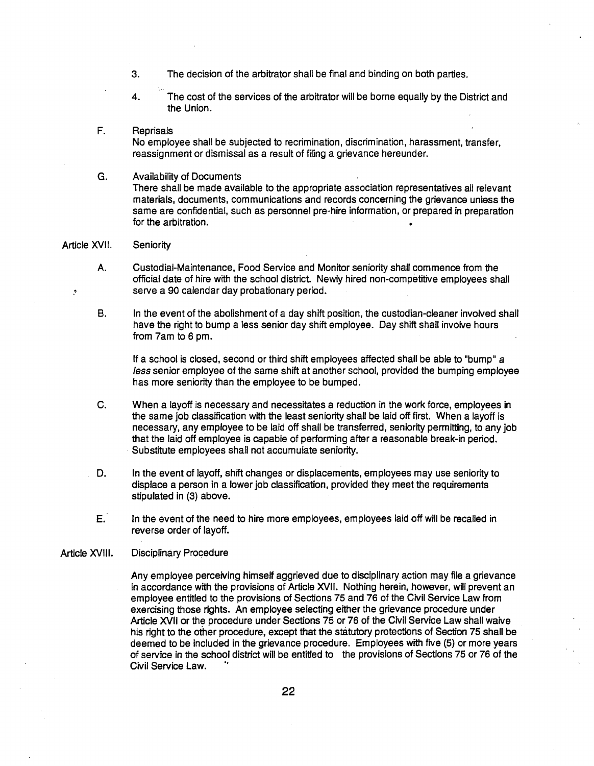3. The decision of the arbitrator shall be final and binding on both parties.

4. The cost of the services of the arbitrator will be borne equally by the District and the Union.

F. Reprisals

No employee shall be subjected to recrimination, discrimination, harassment, transfer, reassignment or dismissal as a result of filing a grievance hereunder.

G. Availability of Documents

There shall be made available to the appropriate association representatives all relevant materials, documents, communications and records concerning the grievance unless the same are confidential, such as personnel pre-hire information, or prepared in preparation for the arbitration.

## Article XVII. Seniority

A. Custodial-Maintenance, Food Service and Monitor seniority shall commence from the official date of hire with the school district. Newly hired non-competitive employees shall serve a 90 calendar day probationary period.

B. In the event of the abolishment of a day shift position, the custodian-cleaner involved shall have the right to bump a less senior day shift employee. Day shift shall involve hours from 7am to 6 pm.

If a school is closed, second or third shift employees affected shall be able to "bump" *a less* senior employee of the same shift at another school, provided the bumping employee has more seniority than the employee to be bumped.

C. When a layoff is necessary and necessitates a reduction in the work force, employees in the same job classification with the least seniority shall be laid off first. When a layoff is necessary, any employee to be laid off shall be transferred, seniority permitting, to any job that the laid off employee is capable of performing after a reasonable break-in period. Substitute employees shall not accumulate seniority.

D. In the event of layoff, shift changes or displacements, employees may use seniority to displace a person in a lower job classification, provided they meet the requirements stipulated in (3) above.

E. In the event of the need to hire more employees, employees laid off will be recalled in reverse order of layoff.

## Article XVIII. Disciplinary Procedure

Any employee perceiving himself aggrieved due to disciplinary action may file a grievance in accordance with the provisions of Article XVII. Nothing herein, however, will prevent an employee entitled to the provisions of Sections 75 and 76 of the Civil Service Law from exercising those rights. An employee selecting either the grievance procedure under Article XVII or the procedure under Sections 75 or 76 of the Civil Service Law shall waive his right to the other procedure, except that the statutory protections of Section 75 shall be deemed to be included in the grievance procedure. Employees with five (5) or more years of service in the school district will be entitled to the provisions of Sections 75 or 76 of the Civil Service Law.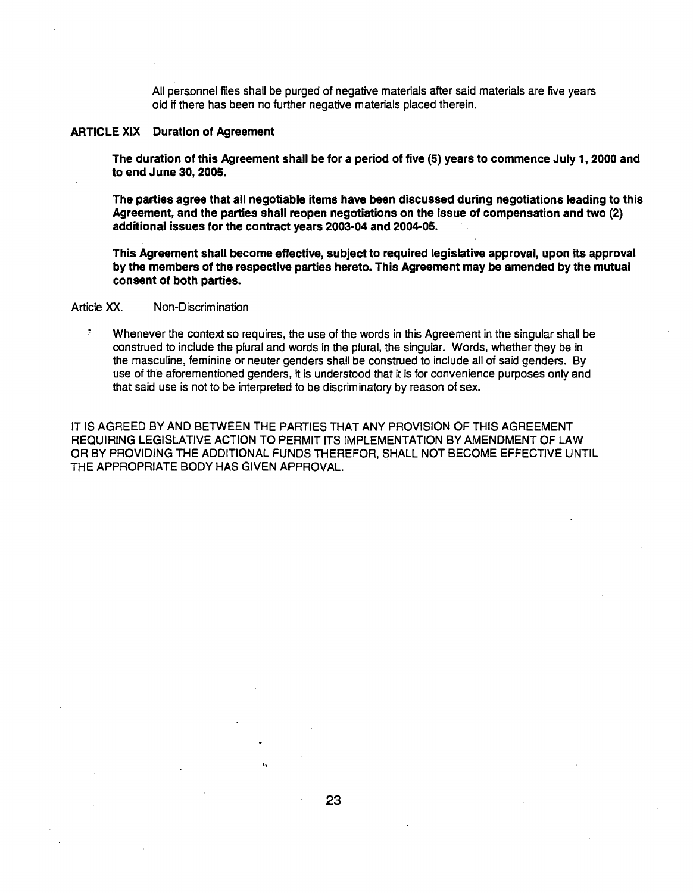All personnel files shall be purged of negative materials after said materials are five years old if there has been no further negative materials placed therein.

## ARTICLE XIX Duration of Agreement

**The duration of this Agreement shall be for a period of five (5) years to commence July 1, 2000 and to end June 30, 2005.**

**The parties agree that all negotiable items have been discussed during negotiations leading to this Agreement, and the parties shall reopen negotiations on the issue of compensation and two (2) additional issues for the contract years 2003-04 and 2004-05.**

**This Agreement shall become effective, subject to required legislative approval, upon its approval by the members of the respective parties hereto. This Agreement may be amended by the mutual consent of both parties.**

## Article XX. Non-Discrimination

Whenever the context so requires, the use of the words in this Agreement in the singular shall be construed to include the plural and words in the plural, the singular. Words, whether they be in the masculine, feminine or neuter genders shall be construed to include all of said genders. By use of the aforementioned genders, it is understood that it is for convenience purposes only and that said use is not to be interpreted to be discriminatory by reason of sex.

IT IS AGREED BY AND BETWEEN THE PARTIES THAT ANY PROVISION OF THIS AGREEMENT REQUIRING LEGISLATIVE ACTION TO PERMIT ITS IMPLEMENTATION BY AMENDMENT OF LAW OR BY PROVIDING THE ADDITIONAL FUNDS THEREFOR, SHALL NOT BECOME EFFECTIVE UNTIL THE APPROPRIATE BODY HAS GIVEN APPROVAL.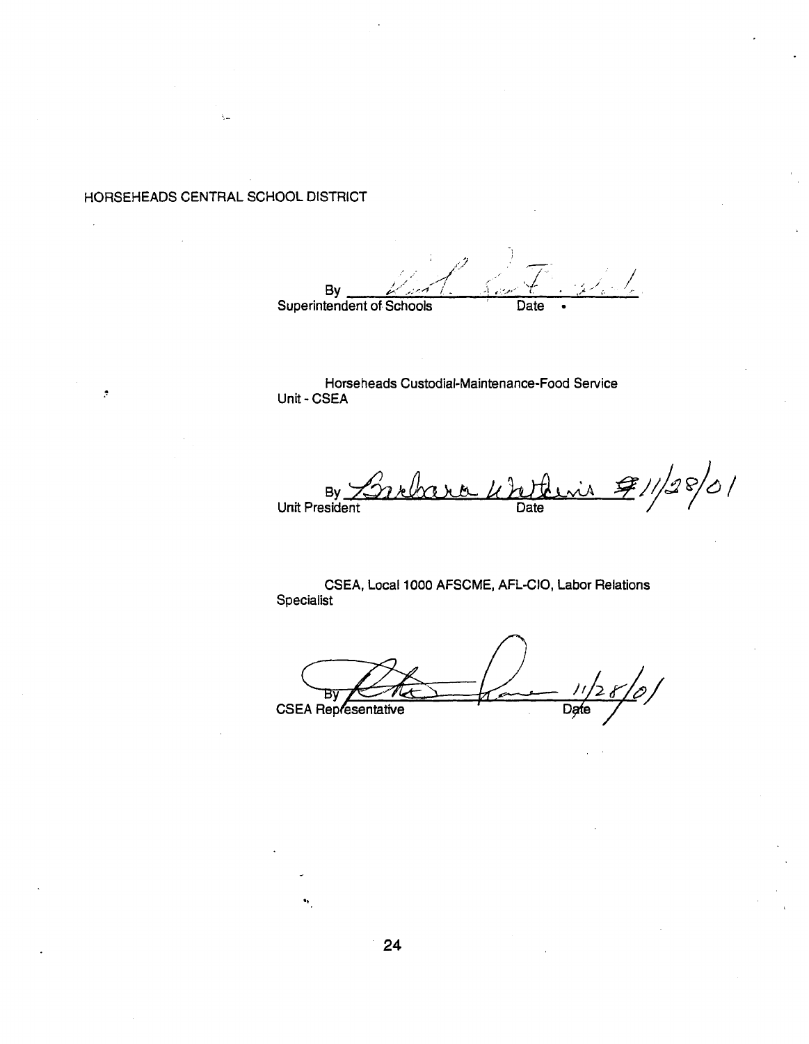HORSEHEADS CENTRAL SCHOOL DISTRICT

By ______________________________
Superintendent of Schools　　　　Date

Horseheads Custodial-Maintenance-Food Service Unit - CSEA

By ______________________________ 11/28/01
Unit President　　　　　　　　Date

CSEA, Local 1000 AFSCME, AFL-CIO, Labor Relations Specialist

By ______________________________ 11/28/01
CSEA Representative　　　　　　Date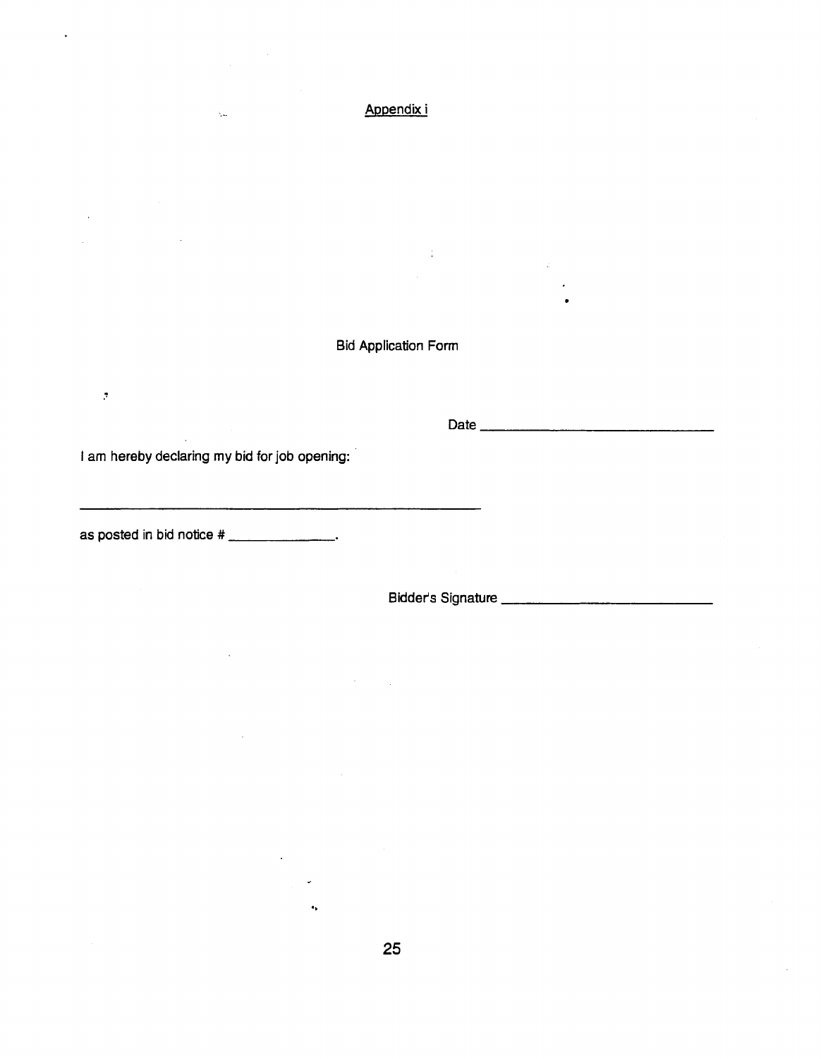Appendix i

Bid Application Form

Date ________________________________

I am hereby declaring my bid for job opening:

______________________________________________________

as posted in bid notice # ______________.

Bidder's Signature ______________________________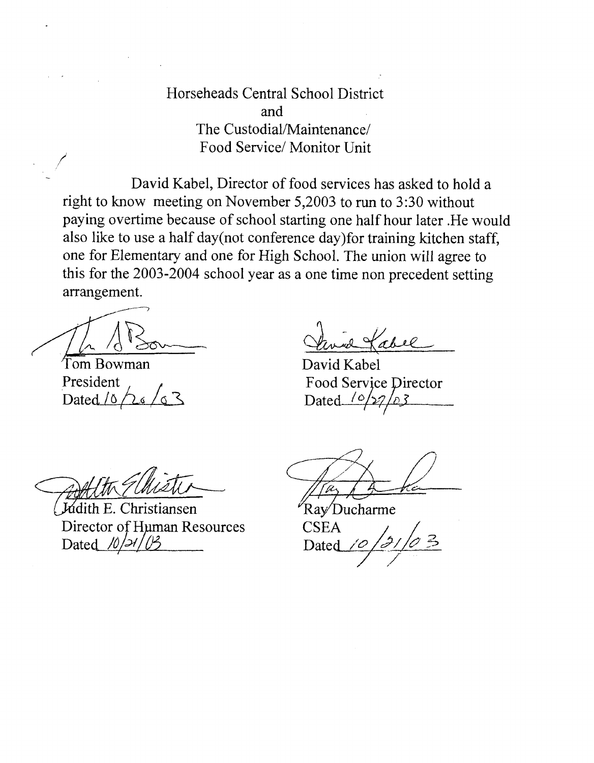Horseheads Central School District
and
The Custodial/Maintenance/
Food Service/ Monitor Unit

David Kabel, Director of food services has asked to hold a right to know meeting on November 5,2003 to run to 3:30 without paying overtime because of school starting one half hour later .He would also like to use a half day(not conference day)for training kitchen staff, one for Elementary and one for High School. The union will agree to this for the 2003-2004 school year as a one time non precedent setting arrangement.

Tom Bowman
President
Dated 10/26/03

David Kabel
Food Service Director
Dated 10/27/03

Judith E. Christiansen
Director of Human Resources
Dated 10/21/03

Ray Ducharme
CSEA
Dated 10/21/03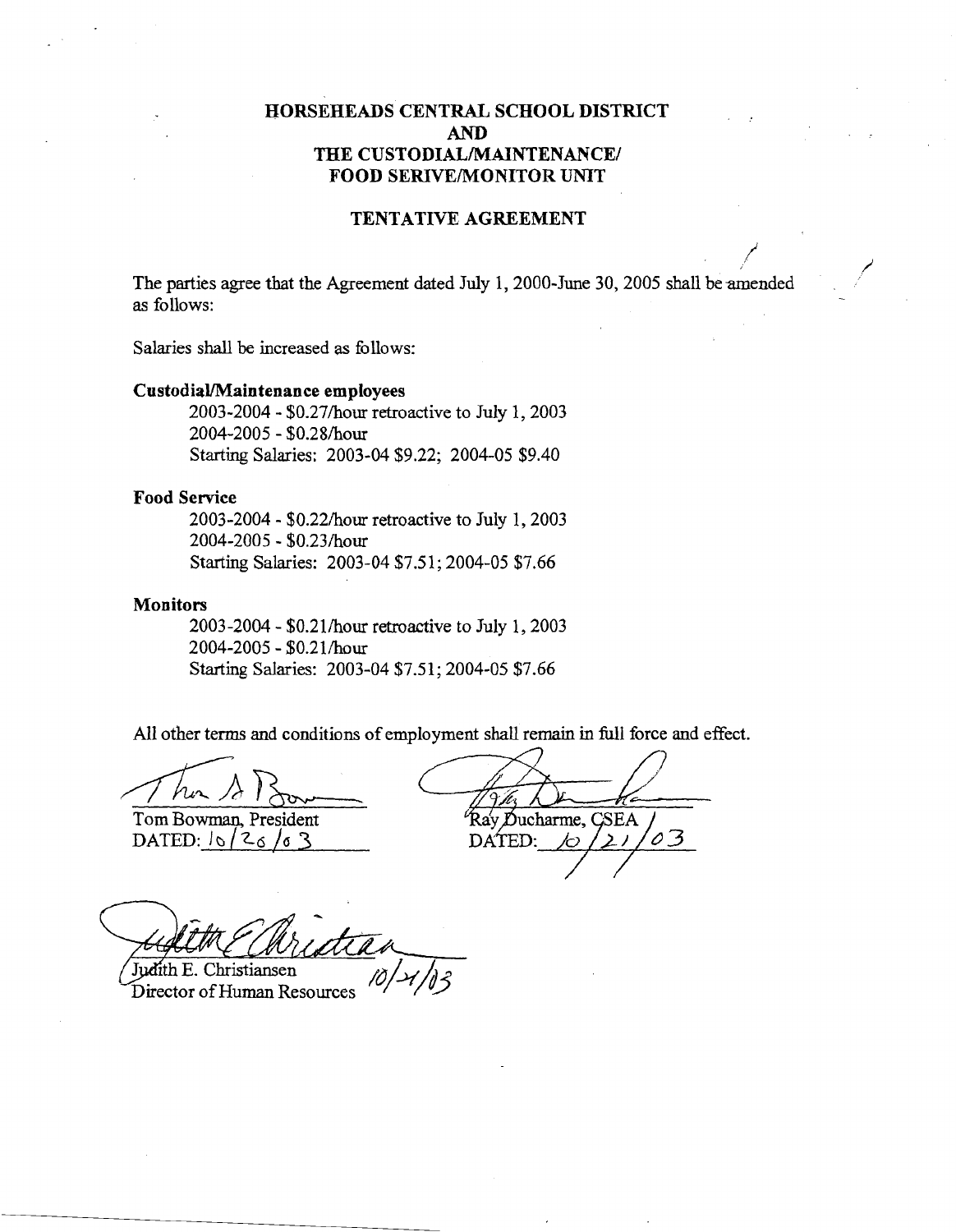# HORSEHEADS CENTRAL SCHOOL DISTRICT
# AND
# THE CUSTODIAL/MAINTENANCE/ FOOD SERIVE/MONITOR UNIT

## TENTATIVE AGREEMENT

The parties agree that the Agreement dated July 1, 2000-June 30, 2005 shall be amended as follows:

Salaries shall be increased as follows:

**Custodial/Maintenance employees**

2003-2004 - \$0.27/hour retroactive to July 1, 2003
2004-2005 - \$0.28/hour
Starting Salaries: 2003-04 \$9.22; 2004-05 \$9.40

**Food Service**

2003-2004 - \$0.22/hour retroactive to July 1, 2003
2004-2005 - \$0.23/hour
Starting Salaries: 2003-04 \$7.51; 2004-05 \$7.66

**Monitors**

2003-2004 - \$0.21/hour retroactive to July 1, 2003
2004-2005 - \$0.21/hour
Starting Salaries: 2003-04 \$7.51; 2004-05 \$7.66

All other terms and conditions of employment shall remain in full force and effect.

Tom Bowman, President
DATED: 10/26/03

Ray Ducharme, CSEA
DATED: 10/21/03

Judith E. Christiansen
Director of Human Resources 10/21/03